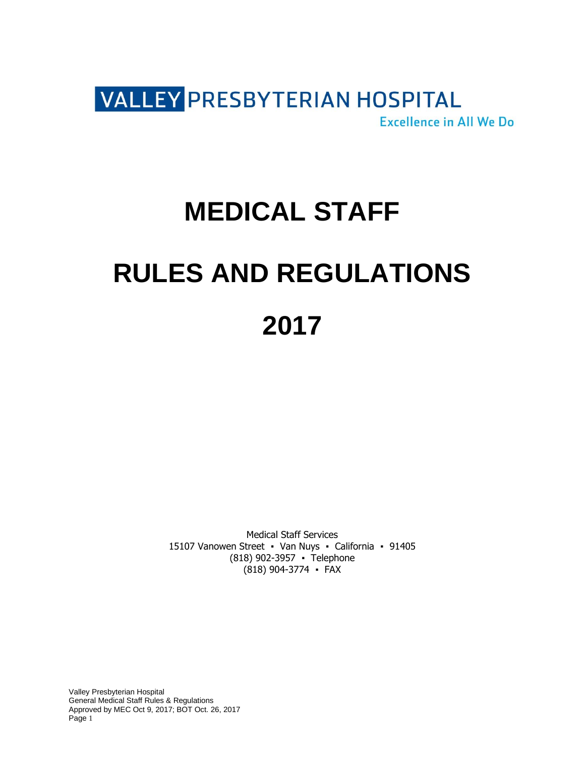VALLEY PRESBYTERIAN HOSPITAL

Excellence in All We Do

# MEDICAL STAFF

# RULES AND REGULATIONS

# 2017

Medical Staff Services
15107 Vanowen Street ▪ Van Nuys ▪ California ▪ 91405
(818) 902-3957 ▪ Telephone
(818) 904-3774 ▪ FAX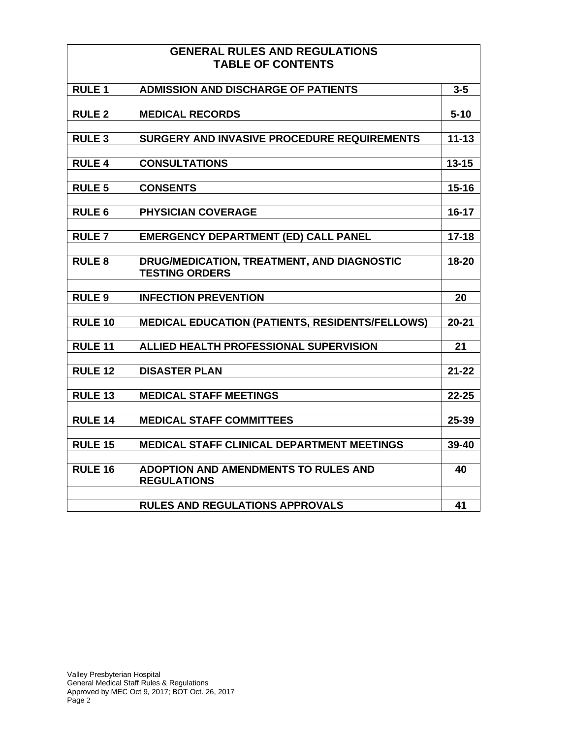# GENERAL RULES AND REGULATIONS
## TABLE OF CONTENTS

| | | |
|---|---|---|
| **RULE 1** | **ADMISSION AND DISCHARGE OF PATIENTS** | **3-5** |
| **RULE 2** | **MEDICAL RECORDS** | **5-10** |
| **RULE 3** | **SURGERY AND INVASIVE PROCEDURE REQUIREMENTS** | **11-13** |
| **RULE 4** | **CONSULTATIONS** | **13-15** |
| **RULE 5** | **CONSENTS** | **15-16** |
| **RULE 6** | **PHYSICIAN COVERAGE** | **16-17** |
| **RULE 7** | **EMERGENCY DEPARTMENT (ED) CALL PANEL** | **17-18** |
| **RULE 8** | **DRUG/MEDICATION, TREATMENT, AND DIAGNOSTIC TESTING ORDERS** | **18-20** |
| **RULE 9** | **INFECTION PREVENTION** | **20** |
| **RULE 10** | **MEDICAL EDUCATION (PATIENTS, RESIDENTS/FELLOWS)** | **20-21** |
| **RULE 11** | **ALLIED HEALTH PROFESSIONAL SUPERVISION** | **21** |
| **RULE 12** | **DISASTER PLAN** | **21-22** |
| **RULE 13** | **MEDICAL STAFF MEETINGS** | **22-25** |
| **RULE 14** | **MEDICAL STAFF COMMITTEES** | **25-39** |
| **RULE 15** | **MEDICAL STAFF CLINICAL DEPARTMENT MEETINGS** | **39-40** |
| **RULE 16** | **ADOPTION AND AMENDMENTS TO RULES AND REGULATIONS** | **40** |
| | **RULES AND REGULATIONS APPROVALS** | **41** |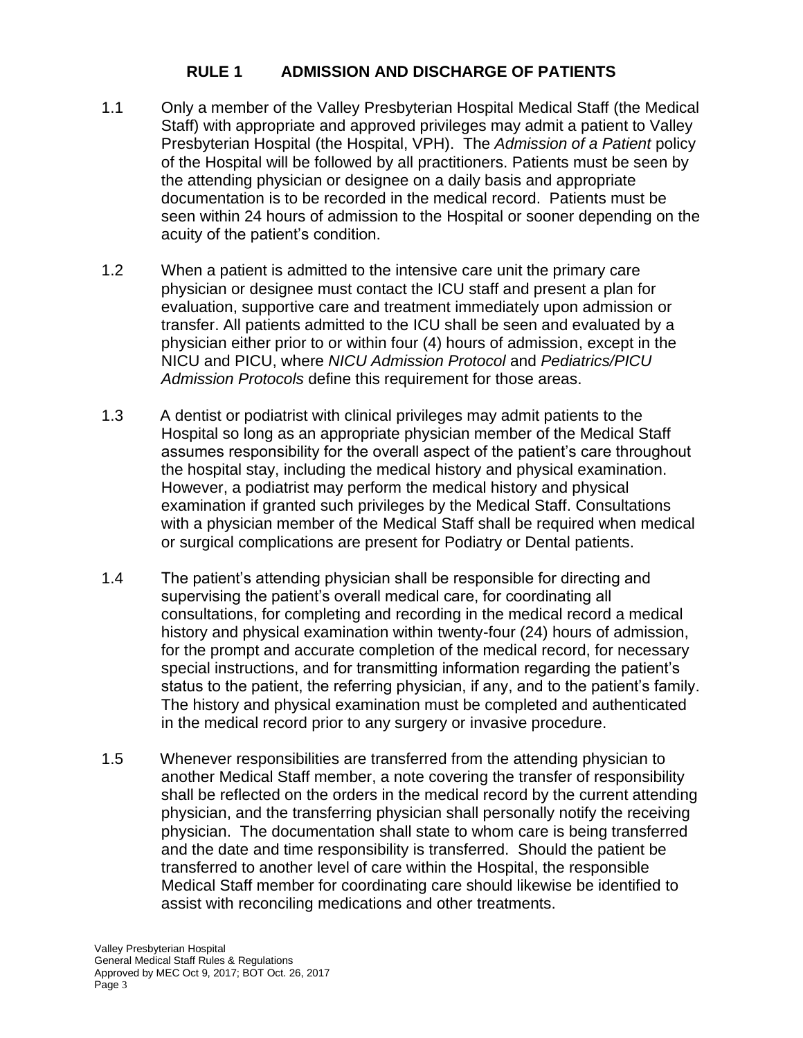## RULE 1 ADMISSION AND DISCHARGE OF PATIENTS

1.1 Only a member of the Valley Presbyterian Hospital Medical Staff (the Medical Staff) with appropriate and approved privileges may admit a patient to Valley Presbyterian Hospital (the Hospital, VPH). The *Admission of a Patient* policy of the Hospital will be followed by all practitioners. Patients must be seen by the attending physician or designee on a daily basis and appropriate documentation is to be recorded in the medical record. Patients must be seen within 24 hours of admission to the Hospital or sooner depending on the acuity of the patient's condition.

1.2 When a patient is admitted to the intensive care unit the primary care physician or designee must contact the ICU staff and present a plan for evaluation, supportive care and treatment immediately upon admission or transfer. All patients admitted to the ICU shall be seen and evaluated by a physician either prior to or within four (4) hours of admission, except in the NICU and PICU, where *NICU Admission Protocol* and *Pediatrics/PICU Admission Protocols* define this requirement for those areas.

1.3 A dentist or podiatrist with clinical privileges may admit patients to the Hospital so long as an appropriate physician member of the Medical Staff assumes responsibility for the overall aspect of the patient's care throughout the hospital stay, including the medical history and physical examination. However, a podiatrist may perform the medical history and physical examination if granted such privileges by the Medical Staff. Consultations with a physician member of the Medical Staff shall be required when medical or surgical complications are present for Podiatry or Dental patients.

1.4 The patient's attending physician shall be responsible for directing and supervising the patient's overall medical care, for coordinating all consultations, for completing and recording in the medical record a medical history and physical examination within twenty-four (24) hours of admission, for the prompt and accurate completion of the medical record, for necessary special instructions, and for transmitting information regarding the patient's status to the patient, the referring physician, if any, and to the patient's family. The history and physical examination must be completed and authenticated in the medical record prior to any surgery or invasive procedure.

1.5 Whenever responsibilities are transferred from the attending physician to another Medical Staff member, a note covering the transfer of responsibility shall be reflected on the orders in the medical record by the current attending physician, and the transferring physician shall personally notify the receiving physician. The documentation shall state to whom care is being transferred and the date and time responsibility is transferred. Should the patient be transferred to another level of care within the Hospital, the responsible Medical Staff member for coordinating care should likewise be identified to assist with reconciling medications and other treatments.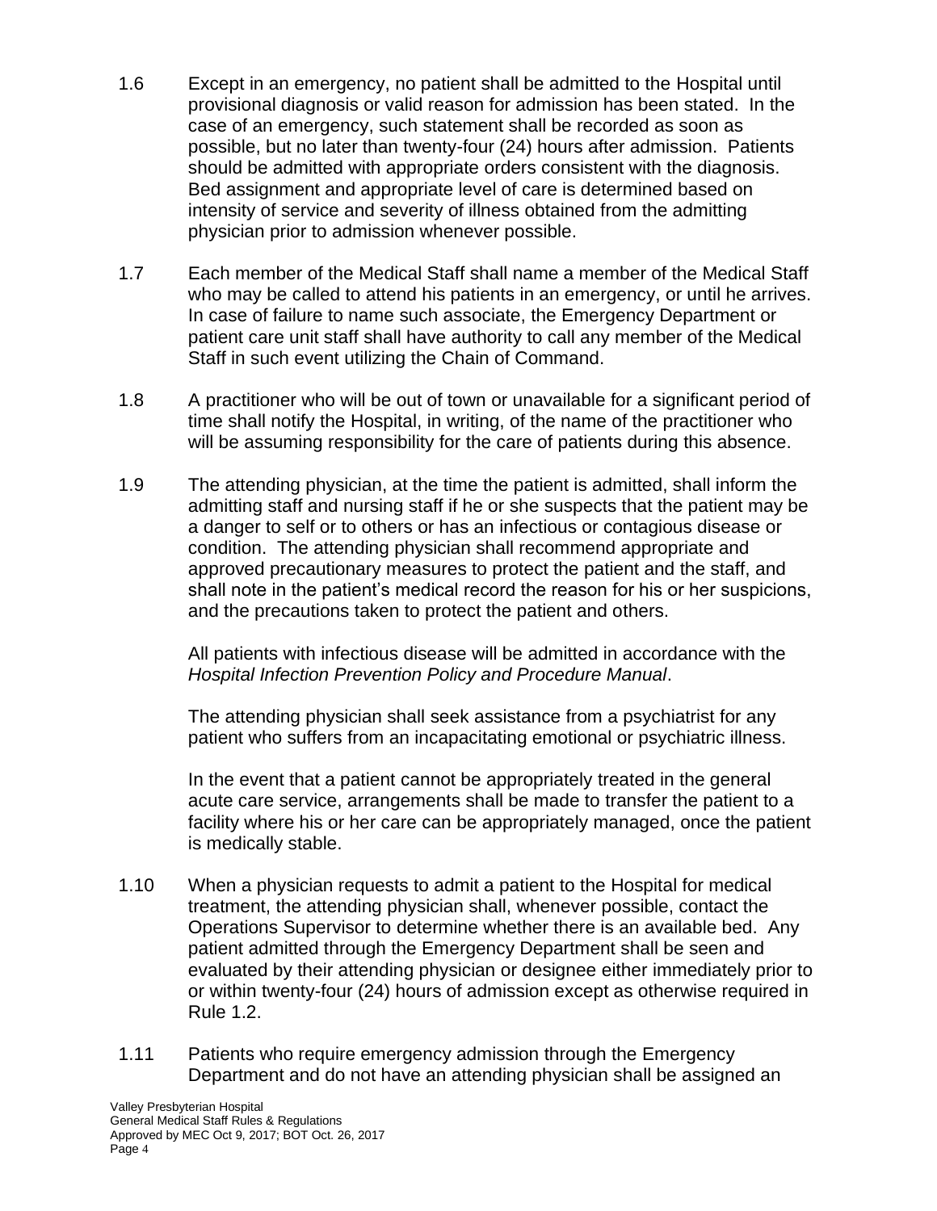1.6 Except in an emergency, no patient shall be admitted to the Hospital until provisional diagnosis or valid reason for admission has been stated. In the case of an emergency, such statement shall be recorded as soon as possible, but no later than twenty-four (24) hours after admission. Patients should be admitted with appropriate orders consistent with the diagnosis. Bed assignment and appropriate level of care is determined based on intensity of service and severity of illness obtained from the admitting physician prior to admission whenever possible.

1.7 Each member of the Medical Staff shall name a member of the Medical Staff who may be called to attend his patients in an emergency, or until he arrives. In case of failure to name such associate, the Emergency Department or patient care unit staff shall have authority to call any member of the Medical Staff in such event utilizing the Chain of Command.

1.8 A practitioner who will be out of town or unavailable for a significant period of time shall notify the Hospital, in writing, of the name of the practitioner who will be assuming responsibility for the care of patients during this absence.

1.9 The attending physician, at the time the patient is admitted, shall inform the admitting staff and nursing staff if he or she suspects that the patient may be a danger to self or to others or has an infectious or contagious disease or condition. The attending physician shall recommend appropriate and approved precautionary measures to protect the patient and the staff, and shall note in the patient's medical record the reason for his or her suspicions, and the precautions taken to protect the patient and others.

All patients with infectious disease will be admitted in accordance with the *Hospital Infection Prevention Policy and Procedure Manual*.

The attending physician shall seek assistance from a psychiatrist for any patient who suffers from an incapacitating emotional or psychiatric illness.

In the event that a patient cannot be appropriately treated in the general acute care service, arrangements shall be made to transfer the patient to a facility where his or her care can be appropriately managed, once the patient is medically stable.

1.10 When a physician requests to admit a patient to the Hospital for medical treatment, the attending physician shall, whenever possible, contact the Operations Supervisor to determine whether there is an available bed. Any patient admitted through the Emergency Department shall be seen and evaluated by their attending physician or designee either immediately prior to or within twenty-four (24) hours of admission except as otherwise required in Rule 1.2.

1.11 Patients who require emergency admission through the Emergency Department and do not have an attending physician shall be assigned an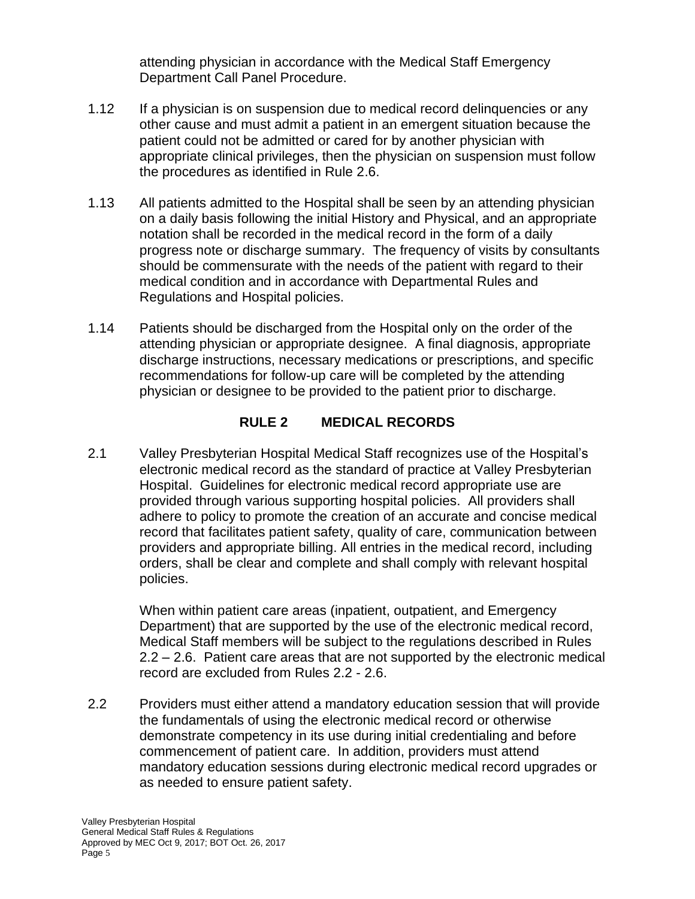attending physician in accordance with the Medical Staff Emergency Department Call Panel Procedure.

1.12 If a physician is on suspension due to medical record delinquencies or any other cause and must admit a patient in an emergent situation because the patient could not be admitted or cared for by another physician with appropriate clinical privileges, then the physician on suspension must follow the procedures as identified in Rule 2.6.

1.13 All patients admitted to the Hospital shall be seen by an attending physician on a daily basis following the initial History and Physical, and an appropriate notation shall be recorded in the medical record in the form of a daily progress note or discharge summary. The frequency of visits by consultants should be commensurate with the needs of the patient with regard to their medical condition and in accordance with Departmental Rules and Regulations and Hospital policies.

1.14 Patients should be discharged from the Hospital only on the order of the attending physician or appropriate designee. A final diagnosis, appropriate discharge instructions, necessary medications or prescriptions, and specific recommendations for follow-up care will be completed by the attending physician or designee to be provided to the patient prior to discharge.

## RULE 2 MEDICAL RECORDS

2.1 Valley Presbyterian Hospital Medical Staff recognizes use of the Hospital's electronic medical record as the standard of practice at Valley Presbyterian Hospital. Guidelines for electronic medical record appropriate use are provided through various supporting hospital policies. All providers shall adhere to policy to promote the creation of an accurate and concise medical record that facilitates patient safety, quality of care, communication between providers and appropriate billing. All entries in the medical record, including orders, shall be clear and complete and shall comply with relevant hospital policies.

When within patient care areas (inpatient, outpatient, and Emergency Department) that are supported by the use of the electronic medical record, Medical Staff members will be subject to the regulations described in Rules 2.2 – 2.6. Patient care areas that are not supported by the electronic medical record are excluded from Rules 2.2 - 2.6.

2.2 Providers must either attend a mandatory education session that will provide the fundamentals of using the electronic medical record or otherwise demonstrate competency in its use during initial credentialing and before commencement of patient care. In addition, providers must attend mandatory education sessions during electronic medical record upgrades or as needed to ensure patient safety.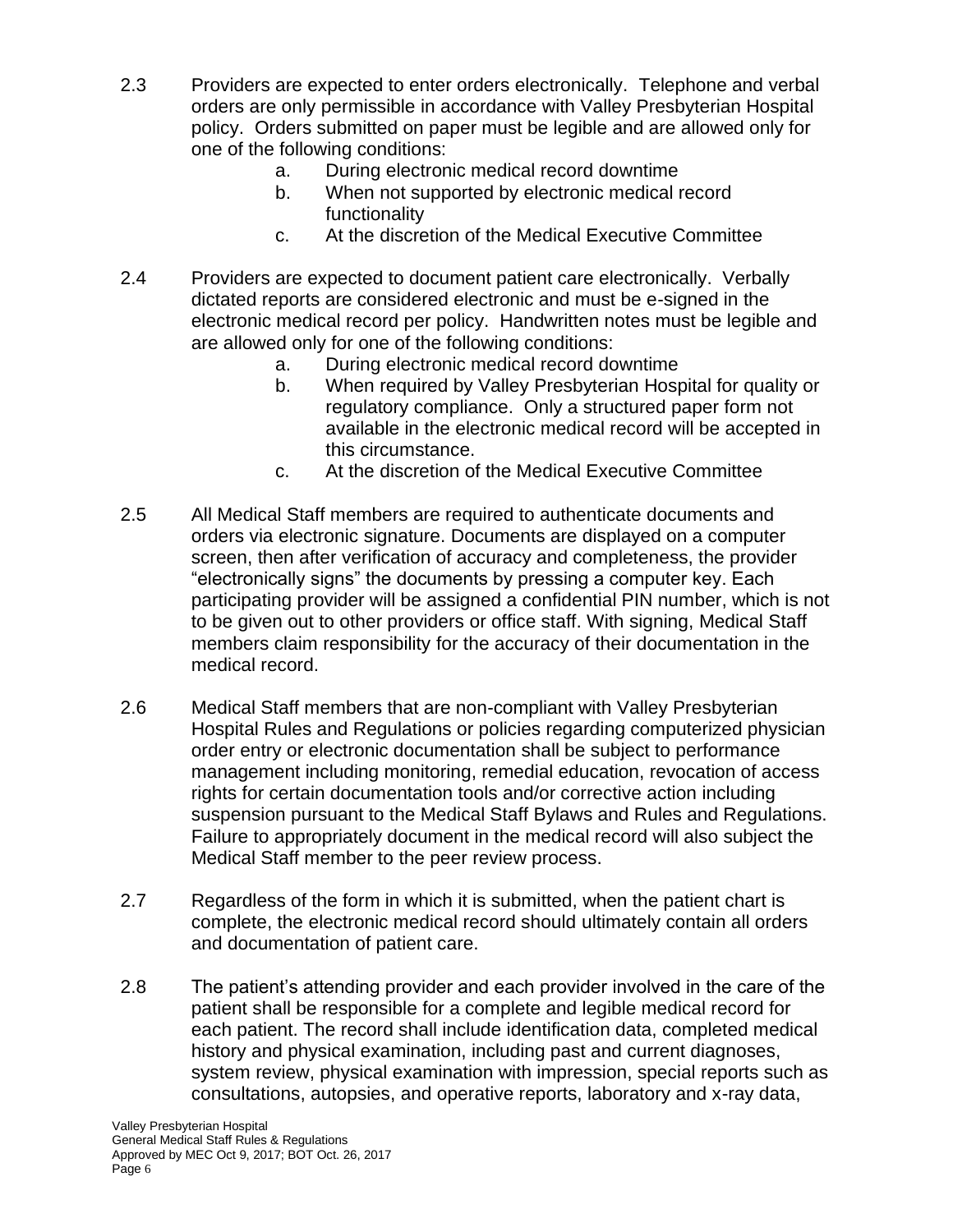2.3 Providers are expected to enter orders electronically. Telephone and verbal orders are only permissible in accordance with Valley Presbyterian Hospital policy. Orders submitted on paper must be legible and are allowed only for one of the following conditions:

   a. During electronic medical record downtime
   b. When not supported by electronic medical record functionality
   c. At the discretion of the Medical Executive Committee

2.4 Providers are expected to document patient care electronically. Verbally dictated reports are considered electronic and must be e-signed in the electronic medical record per policy. Handwritten notes must be legible and are allowed only for one of the following conditions:

   a. During electronic medical record downtime
   b. When required by Valley Presbyterian Hospital for quality or regulatory compliance. Only a structured paper form not available in the electronic medical record will be accepted in this circumstance.
   c. At the discretion of the Medical Executive Committee

2.5 All Medical Staff members are required to authenticate documents and orders via electronic signature. Documents are displayed on a computer screen, then after verification of accuracy and completeness, the provider "electronically signs" the documents by pressing a computer key. Each participating provider will be assigned a confidential PIN number, which is not to be given out to other providers or office staff. With signing, Medical Staff members claim responsibility for the accuracy of their documentation in the medical record.

2.6 Medical Staff members that are non-compliant with Valley Presbyterian Hospital Rules and Regulations or policies regarding computerized physician order entry or electronic documentation shall be subject to performance management including monitoring, remedial education, revocation of access rights for certain documentation tools and/or corrective action including suspension pursuant to the Medical Staff Bylaws and Rules and Regulations. Failure to appropriately document in the medical record will also subject the Medical Staff member to the peer review process.

2.7 Regardless of the form in which it is submitted, when the patient chart is complete, the electronic medical record should ultimately contain all orders and documentation of patient care.

2.8 The patient's attending provider and each provider involved in the care of the patient shall be responsible for a complete and legible medical record for each patient. The record shall include identification data, completed medical history and physical examination, including past and current diagnoses, system review, physical examination with impression, special reports such as consultations, autopsies, and operative reports, laboratory and x-ray data,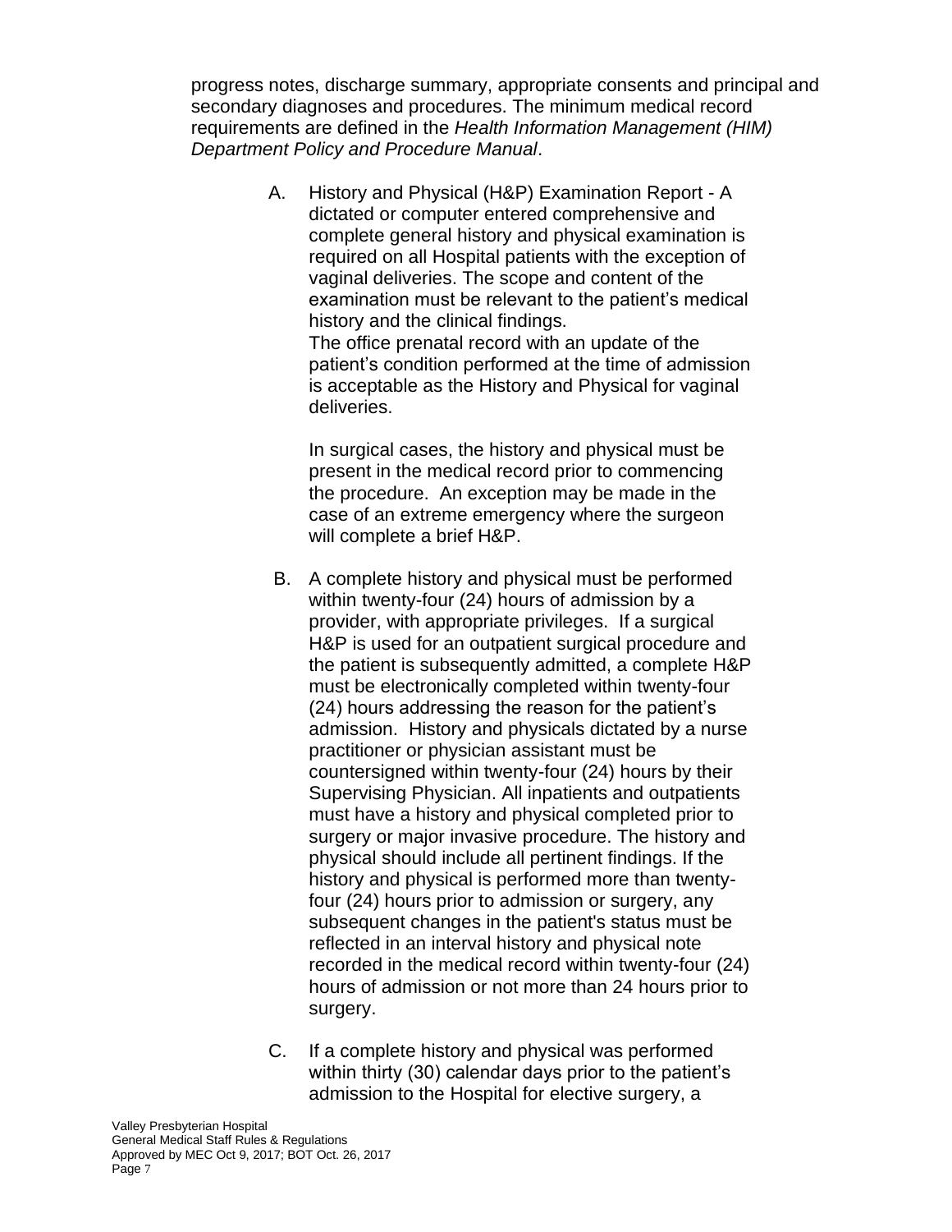progress notes, discharge summary, appropriate consents and principal and secondary diagnoses and procedures. The minimum medical record requirements are defined in the *Health Information Management (HIM) Department Policy and Procedure Manual*.

A. History and Physical (H&P) Examination Report - A dictated or computer entered comprehensive and complete general history and physical examination is required on all Hospital patients with the exception of vaginal deliveries. The scope and content of the examination must be relevant to the patient's medical history and the clinical findings.
The office prenatal record with an update of the patient's condition performed at the time of admission is acceptable as the History and Physical for vaginal deliveries.

   In surgical cases, the history and physical must be present in the medical record prior to commencing the procedure. An exception may be made in the case of an extreme emergency where the surgeon will complete a brief H&P.

B. A complete history and physical must be performed within twenty-four (24) hours of admission by a provider, with appropriate privileges. If a surgical H&P is used for an outpatient surgical procedure and the patient is subsequently admitted, a complete H&P must be electronically completed within twenty-four (24) hours addressing the reason for the patient's admission. History and physicals dictated by a nurse practitioner or physician assistant must be countersigned within twenty-four (24) hours by their Supervising Physician. All inpatients and outpatients must have a history and physical completed prior to surgery or major invasive procedure. The history and physical should include all pertinent findings. If the history and physical is performed more than twenty-four (24) hours prior to admission or surgery, any subsequent changes in the patient's status must be reflected in an interval history and physical note recorded in the medical record within twenty-four (24) hours of admission or not more than 24 hours prior to surgery.

C. If a complete history and physical was performed within thirty (30) calendar days prior to the patient's admission to the Hospital for elective surgery, a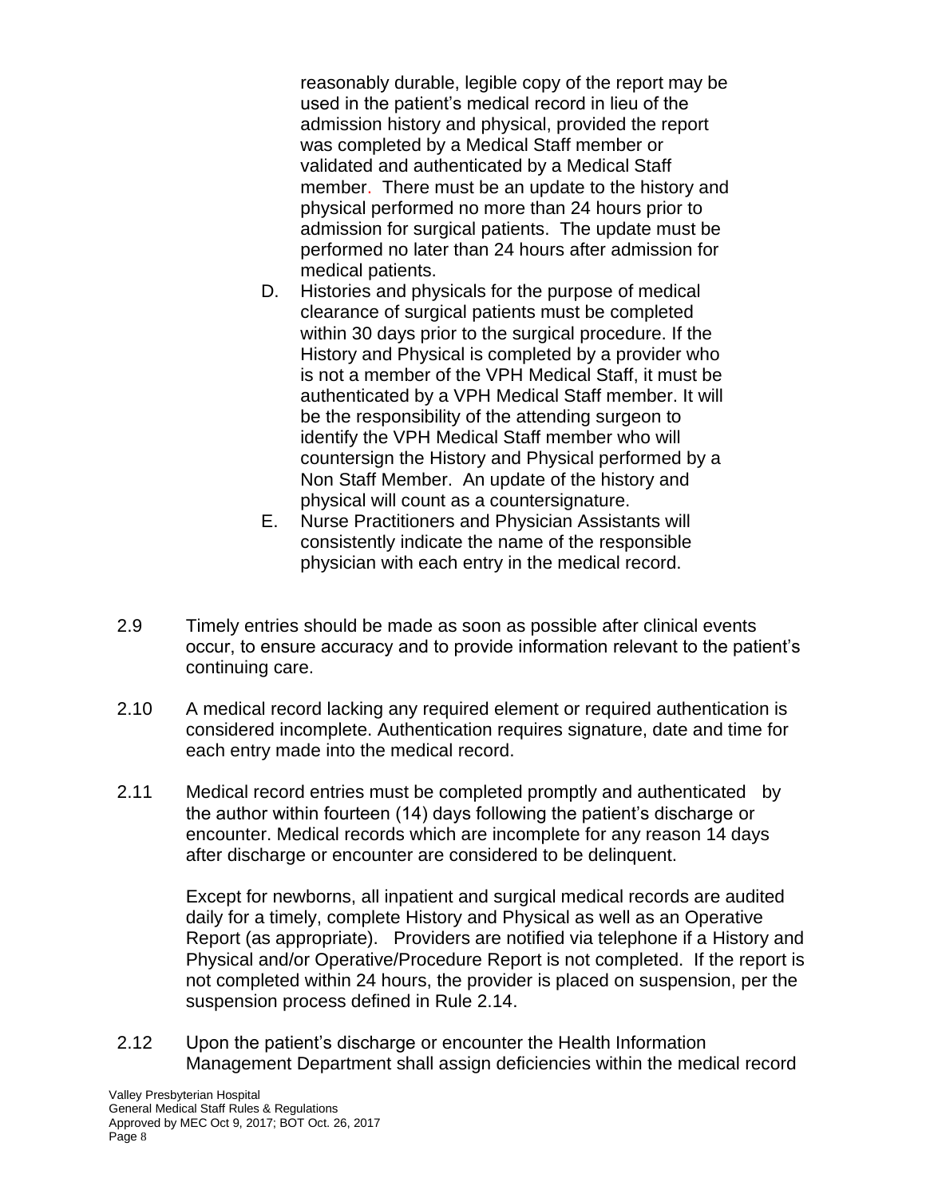reasonably durable, legible copy of the report may be used in the patient's medical record in lieu of the admission history and physical, provided the report was completed by a Medical Staff member or validated and authenticated by a Medical Staff member. There must be an update to the history and physical performed no more than 24 hours prior to admission for surgical patients. The update must be performed no later than 24 hours after admission for medical patients.

D. Histories and physicals for the purpose of medical clearance of surgical patients must be completed within 30 days prior to the surgical procedure. If the History and Physical is completed by a provider who is not a member of the VPH Medical Staff, it must be authenticated by a VPH Medical Staff member. It will be the responsibility of the attending surgeon to identify the VPH Medical Staff member who will countersign the History and Physical performed by a Non Staff Member. An update of the history and physical will count as a countersignature.

E. Nurse Practitioners and Physician Assistants will consistently indicate the name of the responsible physician with each entry in the medical record.

2.9 Timely entries should be made as soon as possible after clinical events occur, to ensure accuracy and to provide information relevant to the patient's continuing care.

2.10 A medical record lacking any required element or required authentication is considered incomplete. Authentication requires signature, date and time for each entry made into the medical record.

2.11 Medical record entries must be completed promptly and authenticated by the author within fourteen (14) days following the patient's discharge or encounter. Medical records which are incomplete for any reason 14 days after discharge or encounter are considered to be delinquent.

Except for newborns, all inpatient and surgical medical records are audited daily for a timely, complete History and Physical as well as an Operative Report (as appropriate). Providers are notified via telephone if a History and Physical and/or Operative/Procedure Report is not completed. If the report is not completed within 24 hours, the provider is placed on suspension, per the suspension process defined in Rule 2.14.

2.12 Upon the patient's discharge or encounter the Health Information Management Department shall assign deficiencies within the medical record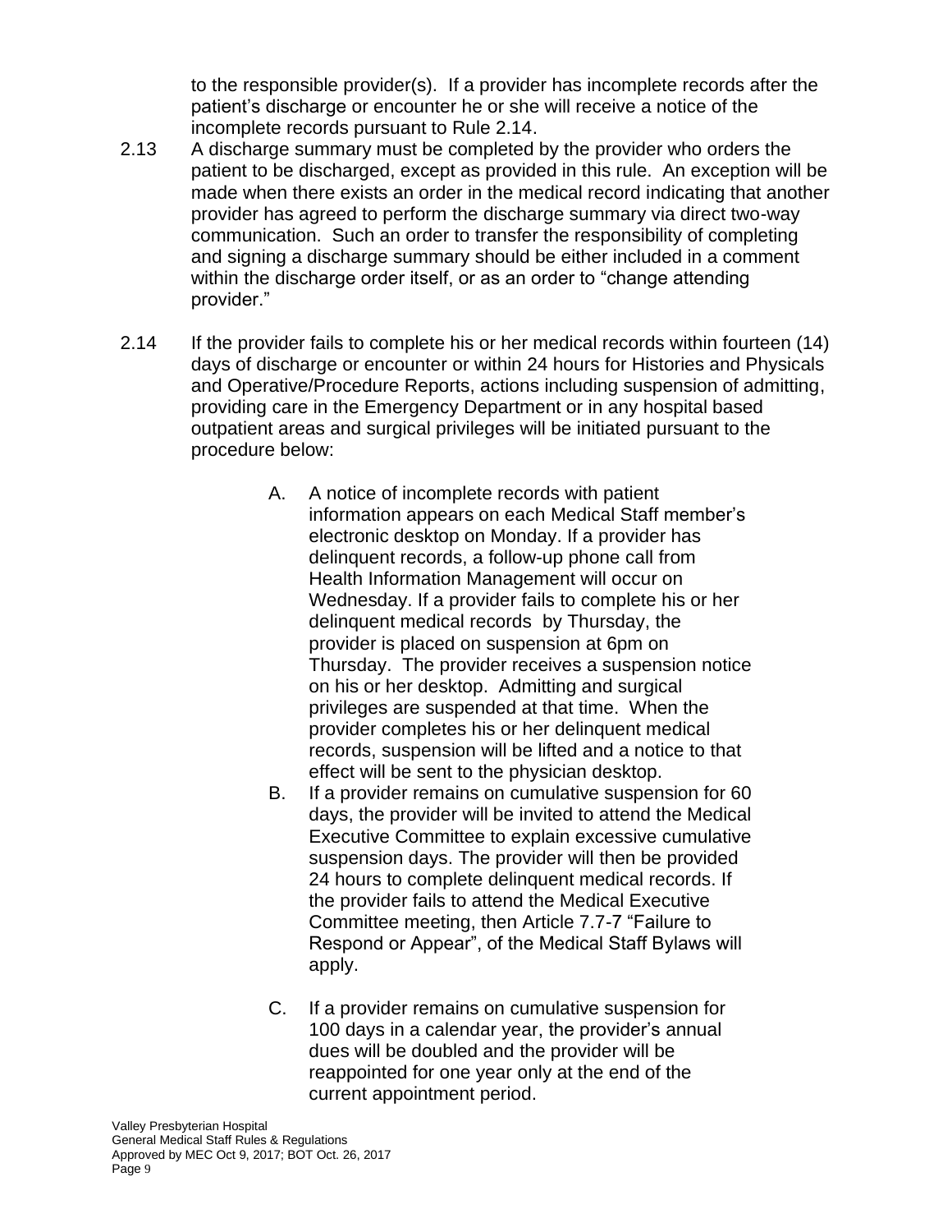to the responsible provider(s). If a provider has incomplete records after the patient's discharge or encounter he or she will receive a notice of the incomplete records pursuant to Rule 2.14.

2.13 A discharge summary must be completed by the provider who orders the patient to be discharged, except as provided in this rule. An exception will be made when there exists an order in the medical record indicating that another provider has agreed to perform the discharge summary via direct two-way communication. Such an order to transfer the responsibility of completing and signing a discharge summary should be either included in a comment within the discharge order itself, or as an order to "change attending provider."

2.14 If the provider fails to complete his or her medical records within fourteen (14) days of discharge or encounter or within 24 hours for Histories and Physicals and Operative/Procedure Reports, actions including suspension of admitting, providing care in the Emergency Department or in any hospital based outpatient areas and surgical privileges will be initiated pursuant to the procedure below:

A. A notice of incomplete records with patient information appears on each Medical Staff member's electronic desktop on Monday. If a provider has delinquent records, a follow-up phone call from Health Information Management will occur on Wednesday. If a provider fails to complete his or her delinquent medical records by Thursday, the provider is placed on suspension at 6pm on Thursday. The provider receives a suspension notice on his or her desktop. Admitting and surgical privileges are suspended at that time. When the provider completes his or her delinquent medical records, suspension will be lifted and a notice to that effect will be sent to the physician desktop.

B. If a provider remains on cumulative suspension for 60 days, the provider will be invited to attend the Medical Executive Committee to explain excessive cumulative suspension days. The provider will then be provided 24 hours to complete delinquent medical records. If the provider fails to attend the Medical Executive Committee meeting, then Article 7.7-7 "Failure to Respond or Appear", of the Medical Staff Bylaws will apply.

C. If a provider remains on cumulative suspension for 100 days in a calendar year, the provider's annual dues will be doubled and the provider will be reappointed for one year only at the end of the current appointment period.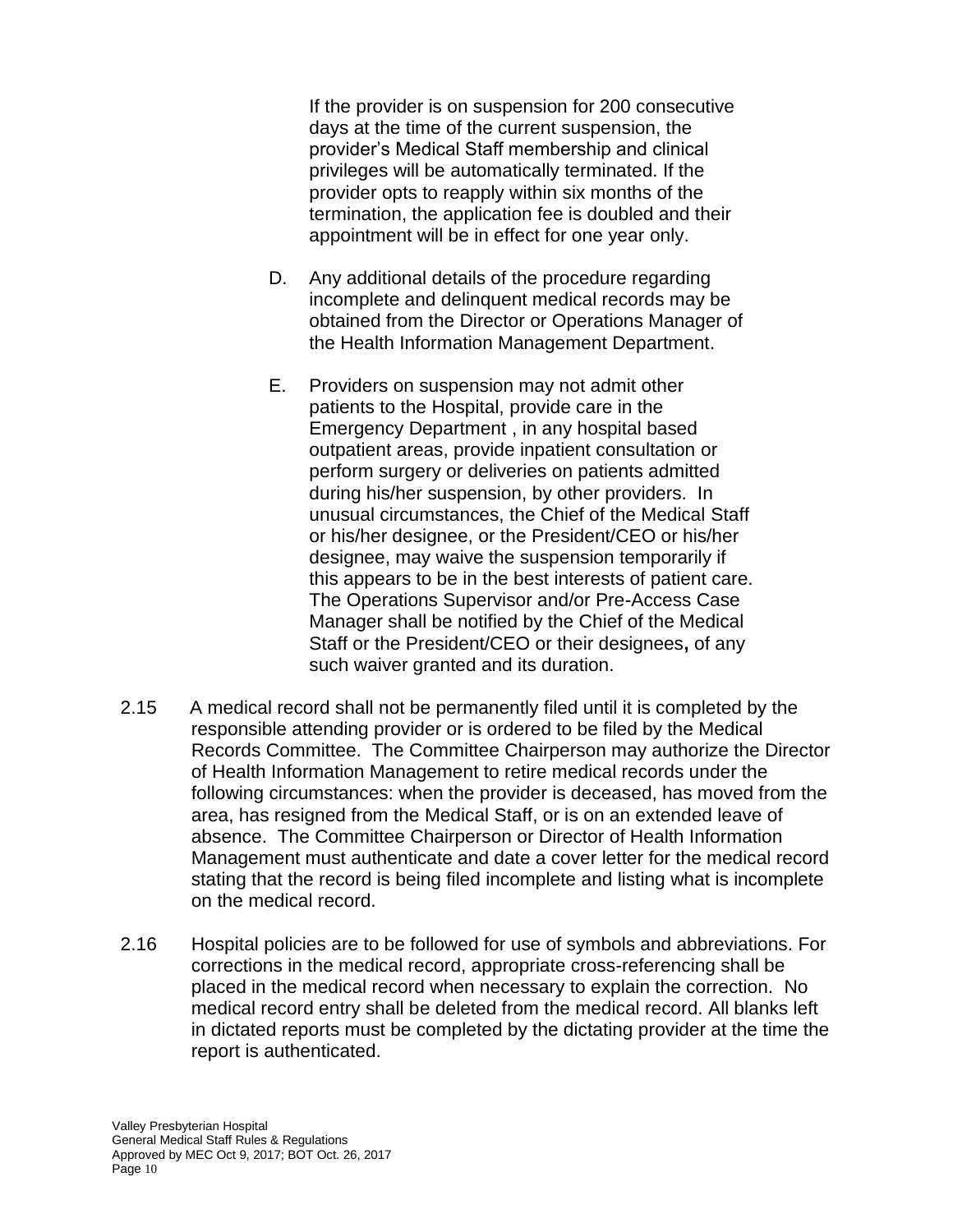If the provider is on suspension for 200 consecutive days at the time of the current suspension, the provider's Medical Staff membership and clinical privileges will be automatically terminated. If the provider opts to reapply within six months of the termination, the application fee is doubled and their appointment will be in effect for one year only.

D. Any additional details of the procedure regarding incomplete and delinquent medical records may be obtained from the Director or Operations Manager of the Health Information Management Department.

E. Providers on suspension may not admit other patients to the Hospital, provide care in the Emergency Department , in any hospital based outpatient areas, provide inpatient consultation or perform surgery or deliveries on patients admitted during his/her suspension, by other providers. In unusual circumstances, the Chief of the Medical Staff or his/her designee, or the President/CEO or his/her designee, may waive the suspension temporarily if this appears to be in the best interests of patient care. The Operations Supervisor and/or Pre-Access Case Manager shall be notified by the Chief of the Medical Staff or the President/CEO or their designees**,** of any such waiver granted and its duration.

2.15 A medical record shall not be permanently filed until it is completed by the responsible attending provider or is ordered to be filed by the Medical Records Committee. The Committee Chairperson may authorize the Director of Health Information Management to retire medical records under the following circumstances: when the provider is deceased, has moved from the area, has resigned from the Medical Staff, or is on an extended leave of absence. The Committee Chairperson or Director of Health Information Management must authenticate and date a cover letter for the medical record stating that the record is being filed incomplete and listing what is incomplete on the medical record.

2.16 Hospital policies are to be followed for use of symbols and abbreviations. For corrections in the medical record, appropriate cross-referencing shall be placed in the medical record when necessary to explain the correction. No medical record entry shall be deleted from the medical record. All blanks left in dictated reports must be completed by the dictating provider at the time the report is authenticated.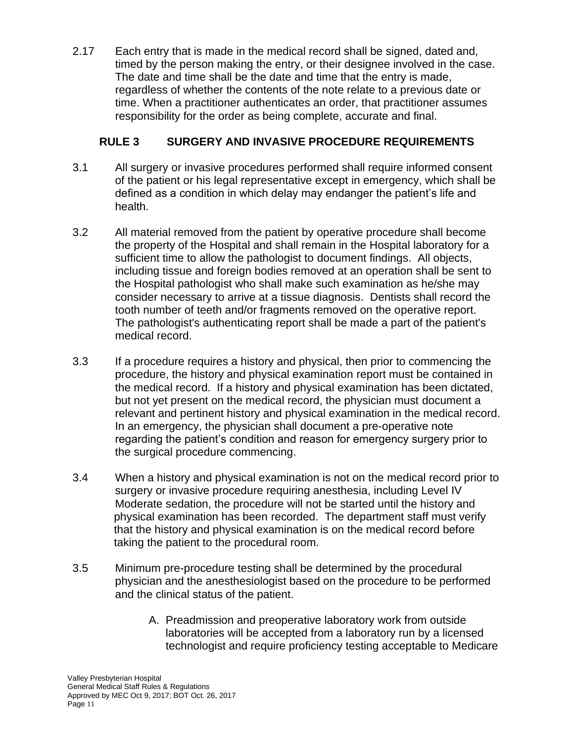2.17 Each entry that is made in the medical record shall be signed, dated and, timed by the person making the entry, or their designee involved in the case. The date and time shall be the date and time that the entry is made, regardless of whether the contents of the note relate to a previous date or time. When a practitioner authenticates an order, that practitioner assumes responsibility for the order as being complete, accurate and final.

## RULE 3 SURGERY AND INVASIVE PROCEDURE REQUIREMENTS

3.1 All surgery or invasive procedures performed shall require informed consent of the patient or his legal representative except in emergency, which shall be defined as a condition in which delay may endanger the patient's life and health.

3.2 All material removed from the patient by operative procedure shall become the property of the Hospital and shall remain in the Hospital laboratory for a sufficient time to allow the pathologist to document findings. All objects, including tissue and foreign bodies removed at an operation shall be sent to the Hospital pathologist who shall make such examination as he/she may consider necessary to arrive at a tissue diagnosis. Dentists shall record the tooth number of teeth and/or fragments removed on the operative report. The pathologist's authenticating report shall be made a part of the patient's medical record.

3.3 If a procedure requires a history and physical, then prior to commencing the procedure, the history and physical examination report must be contained in the medical record. If a history and physical examination has been dictated, but not yet present on the medical record, the physician must document a relevant and pertinent history and physical examination in the medical record. In an emergency, the physician shall document a pre-operative note regarding the patient's condition and reason for emergency surgery prior to the surgical procedure commencing.

3.4 When a history and physical examination is not on the medical record prior to surgery or invasive procedure requiring anesthesia, including Level IV Moderate sedation, the procedure will not be started until the history and physical examination has been recorded. The department staff must verify that the history and physical examination is on the medical record before taking the patient to the procedural room.

3.5 Minimum pre-procedure testing shall be determined by the procedural physician and the anesthesiologist based on the procedure to be performed and the clinical status of the patient.

A. Preadmission and preoperative laboratory work from outside laboratories will be accepted from a laboratory run by a licensed technologist and require proficiency testing acceptable to Medicare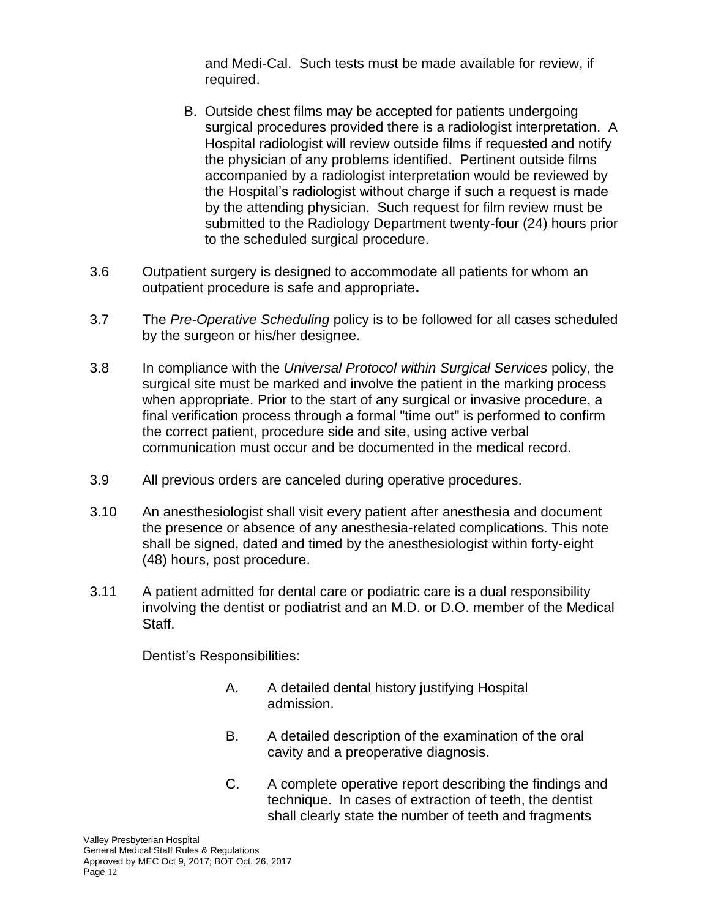and Medi-Cal. Such tests must be made available for review, if required.

B. Outside chest films may be accepted for patients undergoing surgical procedures provided there is a radiologist interpretation. A Hospital radiologist will review outside films if requested and notify the physician of any problems identified. Pertinent outside films accompanied by a radiologist interpretation would be reviewed by the Hospital's radiologist without charge if such a request is made by the attending physician. Such request for film review must be submitted to the Radiology Department twenty-four (24) hours prior to the scheduled surgical procedure.

3.6 Outpatient surgery is designed to accommodate all patients for whom an outpatient procedure is safe and appropriate**.**

3.7 The *Pre-Operative Scheduling* policy is to be followed for all cases scheduled by the surgeon or his/her designee.

3.8 In compliance with the *Universal Protocol within Surgical Services* policy, the surgical site must be marked and involve the patient in the marking process when appropriate. Prior to the start of any surgical or invasive procedure, a final verification process through a formal "time out" is performed to confirm the correct patient, procedure side and site, using active verbal communication must occur and be documented in the medical record.

3.9 All previous orders are canceled during operative procedures.

3.10 An anesthesiologist shall visit every patient after anesthesia and document the presence or absence of any anesthesia-related complications. This note shall be signed, dated and timed by the anesthesiologist within forty-eight (48) hours, post procedure.

3.11 A patient admitted for dental care or podiatric care is a dual responsibility involving the dentist or podiatrist and an M.D. or D.O. member of the Medical Staff.

Dentist's Responsibilities:

A. A detailed dental history justifying Hospital admission.

B. A detailed description of the examination of the oral cavity and a preoperative diagnosis.

C. A complete operative report describing the findings and technique. In cases of extraction of teeth, the dentist shall clearly state the number of teeth and fragments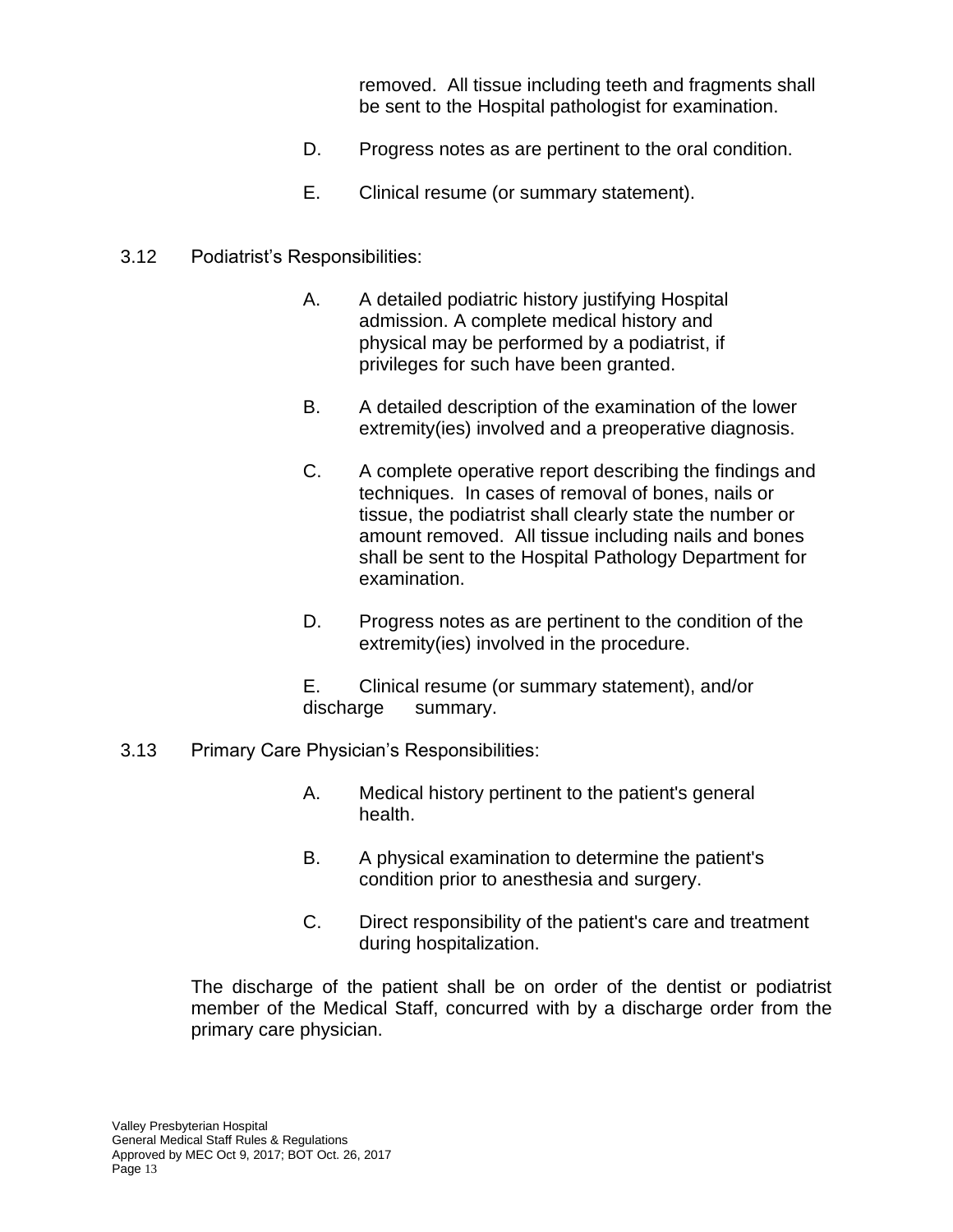removed. All tissue including teeth and fragments shall be sent to the Hospital pathologist for examination.

D. Progress notes as are pertinent to the oral condition.

E. Clinical resume (or summary statement).

3.12 Podiatrist's Responsibilities:

A. A detailed podiatric history justifying Hospital admission. A complete medical history and physical may be performed by a podiatrist, if privileges for such have been granted.

B. A detailed description of the examination of the lower extremity(ies) involved and a preoperative diagnosis.

C. A complete operative report describing the findings and techniques. In cases of removal of bones, nails or tissue, the podiatrist shall clearly state the number or amount removed. All tissue including nails and bones shall be sent to the Hospital Pathology Department for examination.

D. Progress notes as are pertinent to the condition of the extremity(ies) involved in the procedure.

E. Clinical resume (or summary statement), and/or discharge summary.

3.13 Primary Care Physician's Responsibilities:

A. Medical history pertinent to the patient's general health.

B. A physical examination to determine the patient's condition prior to anesthesia and surgery.

C. Direct responsibility of the patient's care and treatment during hospitalization.

The discharge of the patient shall be on order of the dentist or podiatrist member of the Medical Staff, concurred with by a discharge order from the primary care physician.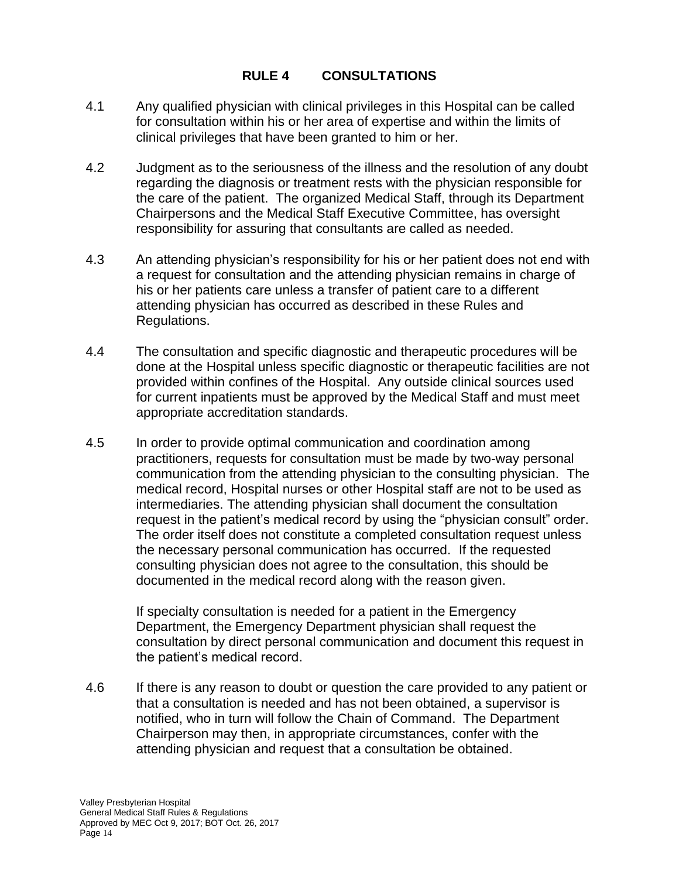## RULE 4 CONSULTATIONS

4.1 Any qualified physician with clinical privileges in this Hospital can be called for consultation within his or her area of expertise and within the limits of clinical privileges that have been granted to him or her.

4.2 Judgment as to the seriousness of the illness and the resolution of any doubt regarding the diagnosis or treatment rests with the physician responsible for the care of the patient. The organized Medical Staff, through its Department Chairpersons and the Medical Staff Executive Committee, has oversight responsibility for assuring that consultants are called as needed.

4.3 An attending physician's responsibility for his or her patient does not end with a request for consultation and the attending physician remains in charge of his or her patients care unless a transfer of patient care to a different attending physician has occurred as described in these Rules and Regulations.

4.4 The consultation and specific diagnostic and therapeutic procedures will be done at the Hospital unless specific diagnostic or therapeutic facilities are not provided within confines of the Hospital. Any outside clinical sources used for current inpatients must be approved by the Medical Staff and must meet appropriate accreditation standards.

4.5 In order to provide optimal communication and coordination among practitioners, requests for consultation must be made by two-way personal communication from the attending physician to the consulting physician. The medical record, Hospital nurses or other Hospital staff are not to be used as intermediaries. The attending physician shall document the consultation request in the patient's medical record by using the "physician consult" order. The order itself does not constitute a completed consultation request unless the necessary personal communication has occurred. If the requested consulting physician does not agree to the consultation, this should be documented in the medical record along with the reason given.

If specialty consultation is needed for a patient in the Emergency Department, the Emergency Department physician shall request the consultation by direct personal communication and document this request in the patient's medical record.

4.6 If there is any reason to doubt or question the care provided to any patient or that a consultation is needed and has not been obtained, a supervisor is notified, who in turn will follow the Chain of Command. The Department Chairperson may then, in appropriate circumstances, confer with the attending physician and request that a consultation be obtained.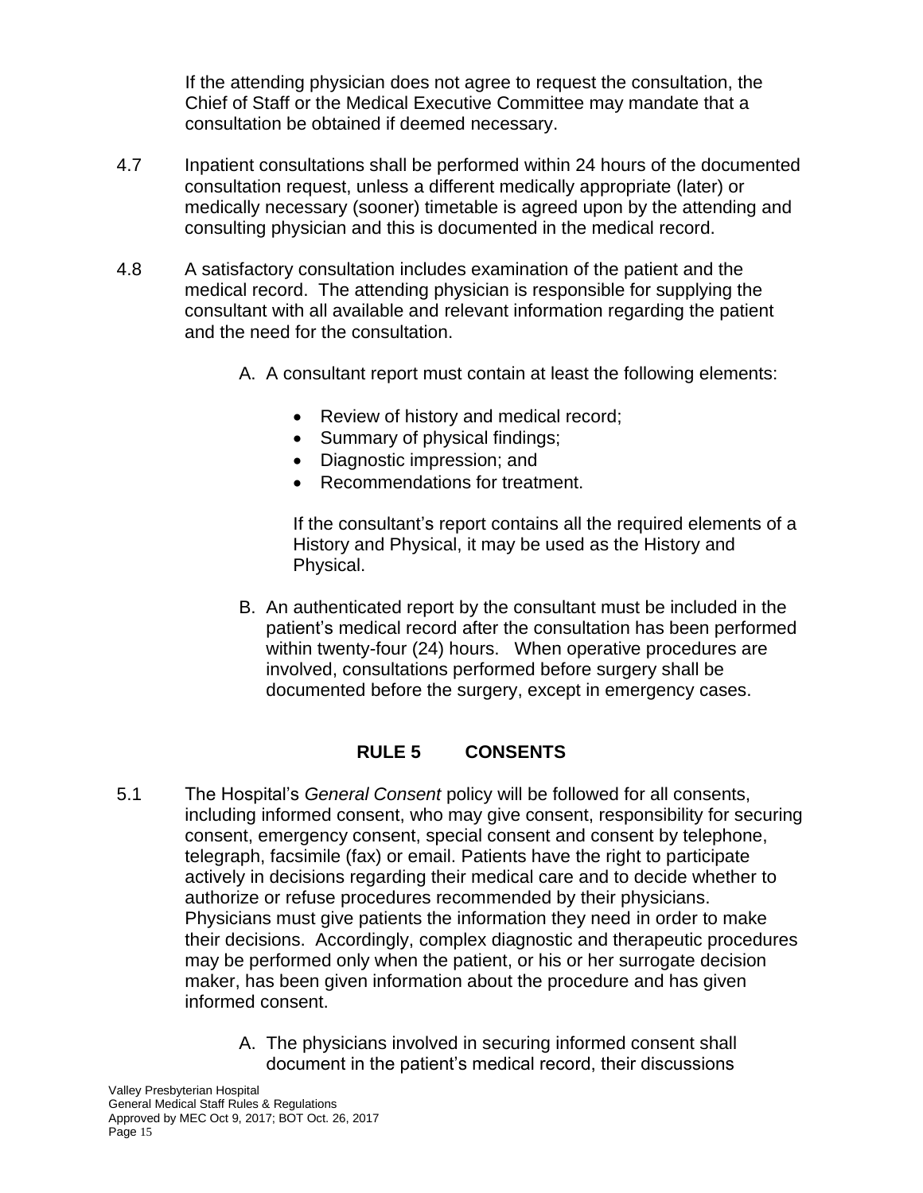If the attending physician does not agree to request the consultation, the Chief of Staff or the Medical Executive Committee may mandate that a consultation be obtained if deemed necessary.

4.7 Inpatient consultations shall be performed within 24 hours of the documented consultation request, unless a different medically appropriate (later) or medically necessary (sooner) timetable is agreed upon by the attending and consulting physician and this is documented in the medical record.

4.8 A satisfactory consultation includes examination of the patient and the medical record. The attending physician is responsible for supplying the consultant with all available and relevant information regarding the patient and the need for the consultation.

A. A consultant report must contain at least the following elements:

- Review of history and medical record;
- Summary of physical findings;
- Diagnostic impression; and
- Recommendations for treatment.

If the consultant's report contains all the required elements of a History and Physical, it may be used as the History and Physical.

B. An authenticated report by the consultant must be included in the patient's medical record after the consultation has been performed within twenty-four (24) hours. When operative procedures are involved, consultations performed before surgery shall be documented before the surgery, except in emergency cases.

## RULE 5 CONSENTS

5.1 The Hospital's *General Consent* policy will be followed for all consents, including informed consent, who may give consent, responsibility for securing consent, emergency consent, special consent and consent by telephone, telegraph, facsimile (fax) or email. Patients have the right to participate actively in decisions regarding their medical care and to decide whether to authorize or refuse procedures recommended by their physicians. Physicians must give patients the information they need in order to make their decisions. Accordingly, complex diagnostic and therapeutic procedures may be performed only when the patient, or his or her surrogate decision maker, has been given information about the procedure and has given informed consent.

A. The physicians involved in securing informed consent shall document in the patient's medical record, their discussions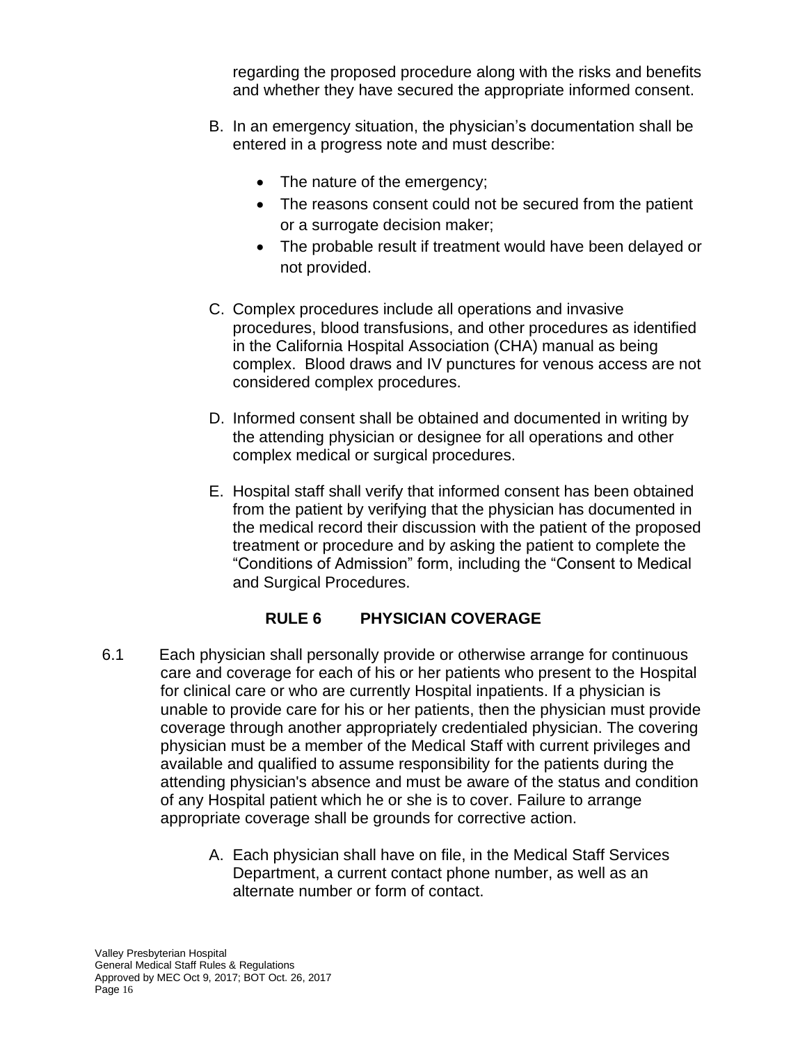regarding the proposed procedure along with the risks and benefits and whether they have secured the appropriate informed consent.

B. In an emergency situation, the physician's documentation shall be entered in a progress note and must describe:

- The nature of the emergency;
- The reasons consent could not be secured from the patient or a surrogate decision maker;
- The probable result if treatment would have been delayed or not provided.

C. Complex procedures include all operations and invasive procedures, blood transfusions, and other procedures as identified in the California Hospital Association (CHA) manual as being complex. Blood draws and IV punctures for venous access are not considered complex procedures.

D. Informed consent shall be obtained and documented in writing by the attending physician or designee for all operations and other complex medical or surgical procedures.

E. Hospital staff shall verify that informed consent has been obtained from the patient by verifying that the physician has documented in the medical record their discussion with the patient of the proposed treatment or procedure and by asking the patient to complete the "Conditions of Admission" form, including the "Consent to Medical and Surgical Procedures.

## RULE 6 PHYSICIAN COVERAGE

6.1 Each physician shall personally provide or otherwise arrange for continuous care and coverage for each of his or her patients who present to the Hospital for clinical care or who are currently Hospital inpatients. If a physician is unable to provide care for his or her patients, then the physician must provide coverage through another appropriately credentialed physician. The covering physician must be a member of the Medical Staff with current privileges and available and qualified to assume responsibility for the patients during the attending physician's absence and must be aware of the status and condition of any Hospital patient which he or she is to cover. Failure to arrange appropriate coverage shall be grounds for corrective action.

A. Each physician shall have on file, in the Medical Staff Services Department, a current contact phone number, as well as an alternate number or form of contact.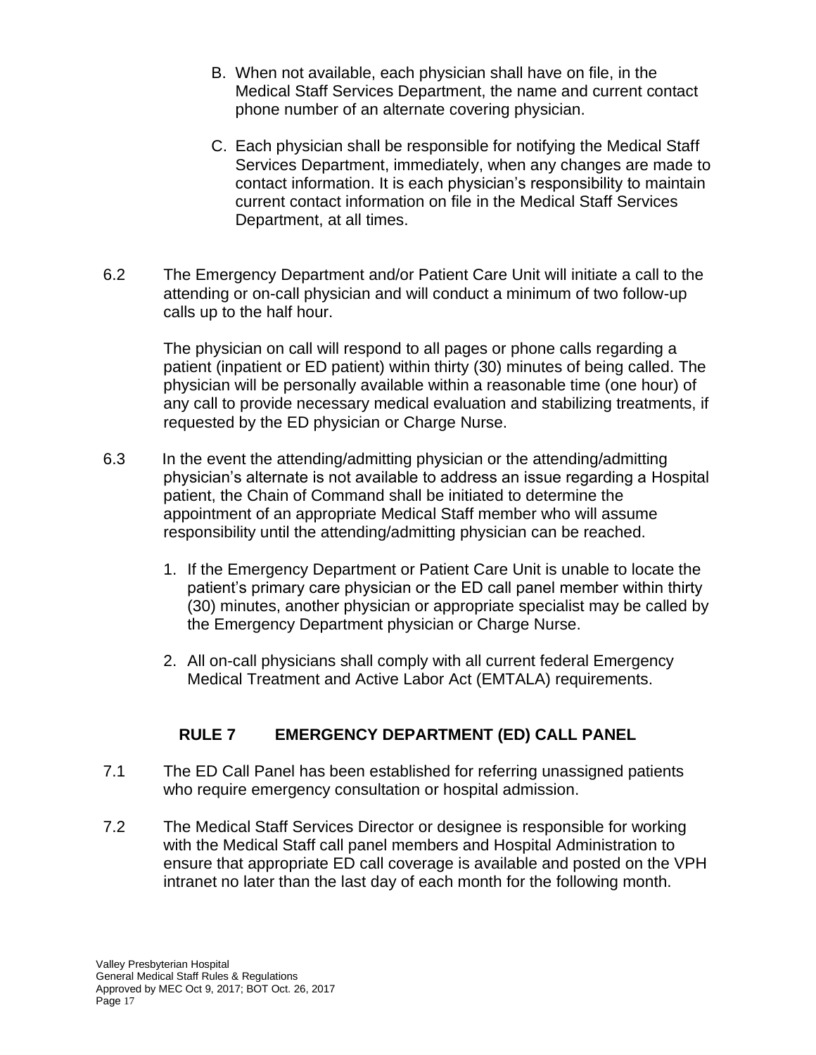B. When not available, each physician shall have on file, in the Medical Staff Services Department, the name and current contact phone number of an alternate covering physician.

C. Each physician shall be responsible for notifying the Medical Staff Services Department, immediately, when any changes are made to contact information. It is each physician's responsibility to maintain current contact information on file in the Medical Staff Services Department, at all times.

6.2 The Emergency Department and/or Patient Care Unit will initiate a call to the attending or on-call physician and will conduct a minimum of two follow-up calls up to the half hour.

The physician on call will respond to all pages or phone calls regarding a patient (inpatient or ED patient) within thirty (30) minutes of being called. The physician will be personally available within a reasonable time (one hour) of any call to provide necessary medical evaluation and stabilizing treatments, if requested by the ED physician or Charge Nurse.

6.3 In the event the attending/admitting physician or the attending/admitting physician's alternate is not available to address an issue regarding a Hospital patient, the Chain of Command shall be initiated to determine the appointment of an appropriate Medical Staff member who will assume responsibility until the attending/admitting physician can be reached.

1. If the Emergency Department or Patient Care Unit is unable to locate the patient's primary care physician or the ED call panel member within thirty (30) minutes, another physician or appropriate specialist may be called by the Emergency Department physician or Charge Nurse.

2. All on-call physicians shall comply with all current federal Emergency Medical Treatment and Active Labor Act (EMTALA) requirements.

## RULE 7 EMERGENCY DEPARTMENT (ED) CALL PANEL

7.1 The ED Call Panel has been established for referring unassigned patients who require emergency consultation or hospital admission.

7.2 The Medical Staff Services Director or designee is responsible for working with the Medical Staff call panel members and Hospital Administration to ensure that appropriate ED call coverage is available and posted on the VPH intranet no later than the last day of each month for the following month.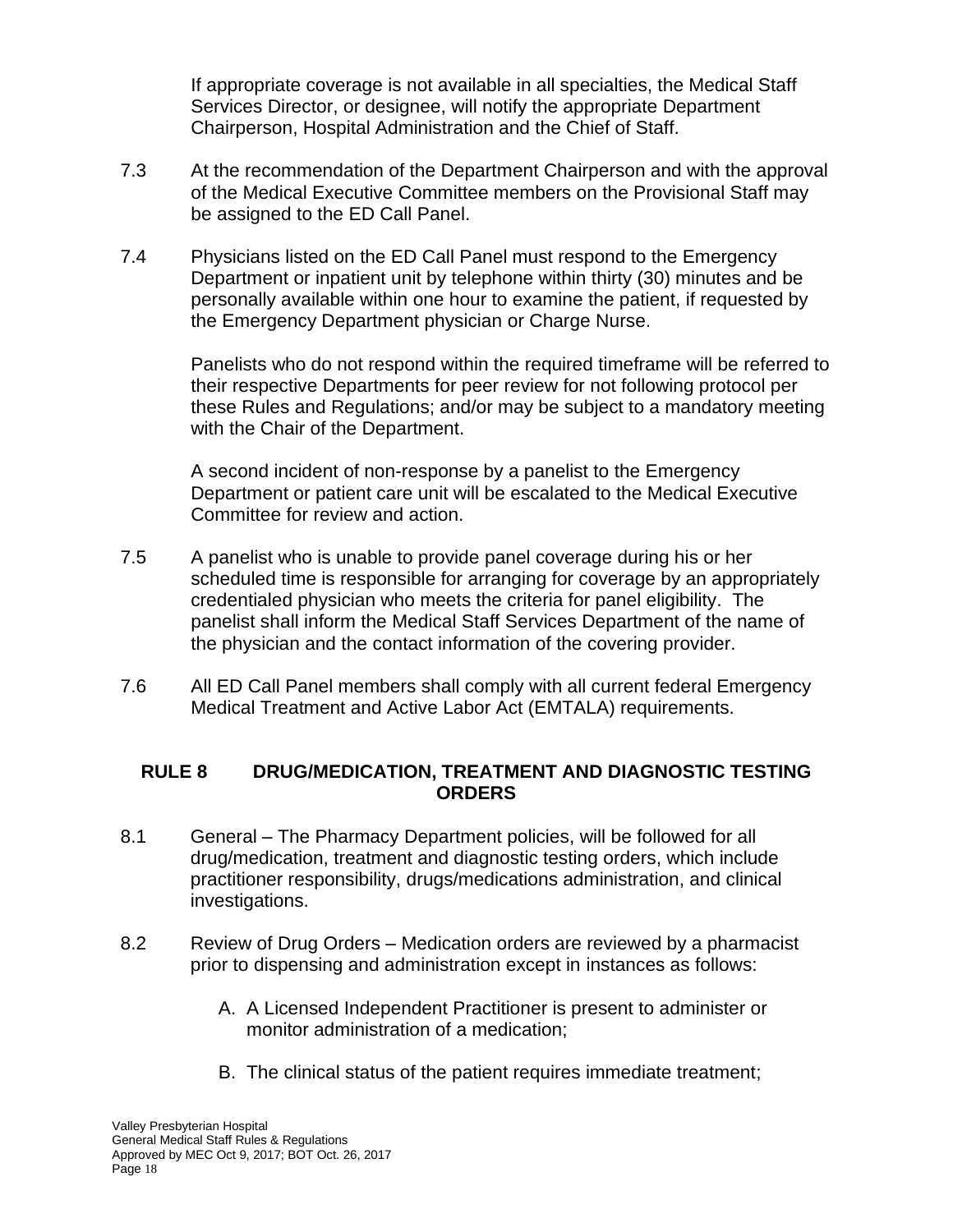If appropriate coverage is not available in all specialties, the Medical Staff Services Director, or designee, will notify the appropriate Department Chairperson, Hospital Administration and the Chief of Staff.

7.3 At the recommendation of the Department Chairperson and with the approval of the Medical Executive Committee members on the Provisional Staff may be assigned to the ED Call Panel.

7.4 Physicians listed on the ED Call Panel must respond to the Emergency Department or inpatient unit by telephone within thirty (30) minutes and be personally available within one hour to examine the patient, if requested by the Emergency Department physician or Charge Nurse.

Panelists who do not respond within the required timeframe will be referred to their respective Departments for peer review for not following protocol per these Rules and Regulations; and/or may be subject to a mandatory meeting with the Chair of the Department.

A second incident of non-response by a panelist to the Emergency Department or patient care unit will be escalated to the Medical Executive Committee for review and action.

7.5 A panelist who is unable to provide panel coverage during his or her scheduled time is responsible for arranging for coverage by an appropriately credentialed physician who meets the criteria for panel eligibility. The panelist shall inform the Medical Staff Services Department of the name of the physician and the contact information of the covering provider.

7.6 All ED Call Panel members shall comply with all current federal Emergency Medical Treatment and Active Labor Act (EMTALA) requirements.

## RULE 8 DRUG/MEDICATION, TREATMENT AND DIAGNOSTIC TESTING ORDERS

8.1 General – The Pharmacy Department policies, will be followed for all drug/medication, treatment and diagnostic testing orders, which include practitioner responsibility, drugs/medications administration, and clinical investigations.

8.2 Review of Drug Orders – Medication orders are reviewed by a pharmacist prior to dispensing and administration except in instances as follows:

A. A Licensed Independent Practitioner is present to administer or monitor administration of a medication;

B. The clinical status of the patient requires immediate treatment;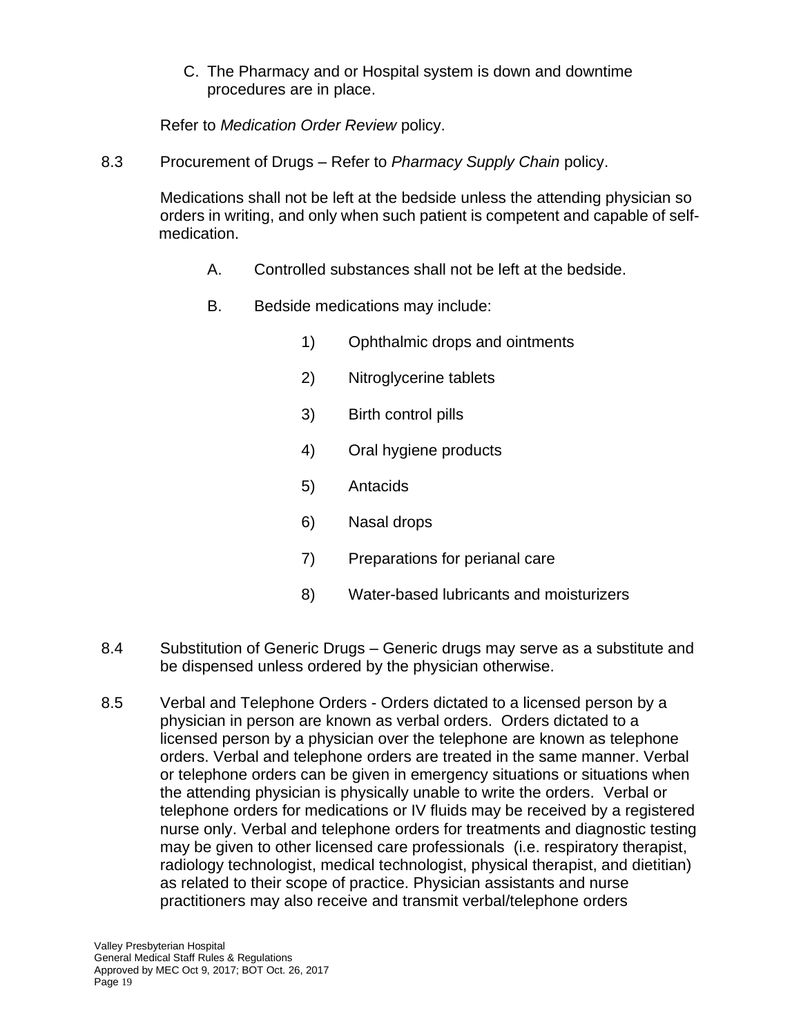C. The Pharmacy and or Hospital system is down and downtime procedures are in place.

Refer to *Medication Order Review* policy.

8.3 Procurement of Drugs – Refer to *Pharmacy Supply Chain* policy.

Medications shall not be left at the bedside unless the attending physician so orders in writing, and only when such patient is competent and capable of self-medication.

A. Controlled substances shall not be left at the bedside.

B. Bedside medications may include:

1) Ophthalmic drops and ointments
2) Nitroglycerine tablets
3) Birth control pills
4) Oral hygiene products
5) Antacids
6) Nasal drops
7) Preparations for perianal care
8) Water-based lubricants and moisturizers

8.4 Substitution of Generic Drugs – Generic drugs may serve as a substitute and be dispensed unless ordered by the physician otherwise.

8.5 Verbal and Telephone Orders - Orders dictated to a licensed person by a physician in person are known as verbal orders. Orders dictated to a licensed person by a physician over the telephone are known as telephone orders. Verbal and telephone orders are treated in the same manner. Verbal or telephone orders can be given in emergency situations or situations when the attending physician is physically unable to write the orders. Verbal or telephone orders for medications or IV fluids may be received by a registered nurse only. Verbal and telephone orders for treatments and diagnostic testing may be given to other licensed care professionals (i.e. respiratory therapist, radiology technologist, medical technologist, physical therapist, and dietitian) as related to their scope of practice. Physician assistants and nurse practitioners may also receive and transmit verbal/telephone orders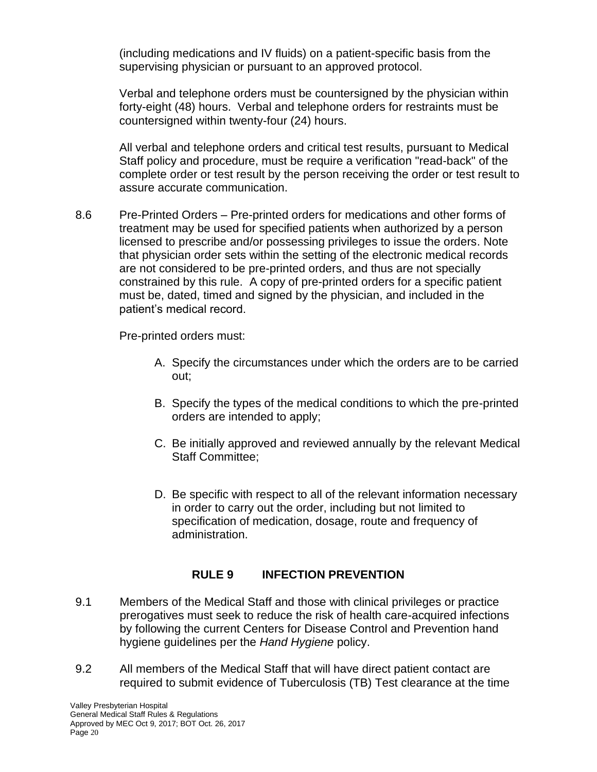(including medications and IV fluids) on a patient-specific basis from the supervising physician or pursuant to an approved protocol.

Verbal and telephone orders must be countersigned by the physician within forty-eight (48) hours. Verbal and telephone orders for restraints must be countersigned within twenty-four (24) hours.

All verbal and telephone orders and critical test results, pursuant to Medical Staff policy and procedure, must be require a verification "read-back" of the complete order or test result by the person receiving the order or test result to assure accurate communication.

8.6 Pre-Printed Orders – Pre-printed orders for medications and other forms of treatment may be used for specified patients when authorized by a person licensed to prescribe and/or possessing privileges to issue the orders. Note that physician order sets within the setting of the electronic medical records are not considered to be pre-printed orders, and thus are not specially constrained by this rule. A copy of pre-printed orders for a specific patient must be, dated, timed and signed by the physician, and included in the patient's medical record.

Pre-printed orders must:

A. Specify the circumstances under which the orders are to be carried out;

B. Specify the types of the medical conditions to which the pre-printed orders are intended to apply;

C. Be initially approved and reviewed annually by the relevant Medical Staff Committee;

D. Be specific with respect to all of the relevant information necessary in order to carry out the order, including but not limited to specification of medication, dosage, route and frequency of administration.

## RULE 9 INFECTION PREVENTION

9.1 Members of the Medical Staff and those with clinical privileges or practice prerogatives must seek to reduce the risk of health care-acquired infections by following the current Centers for Disease Control and Prevention hand hygiene guidelines per the *Hand Hygiene* policy.

9.2 All members of the Medical Staff that will have direct patient contact are required to submit evidence of Tuberculosis (TB) Test clearance at the time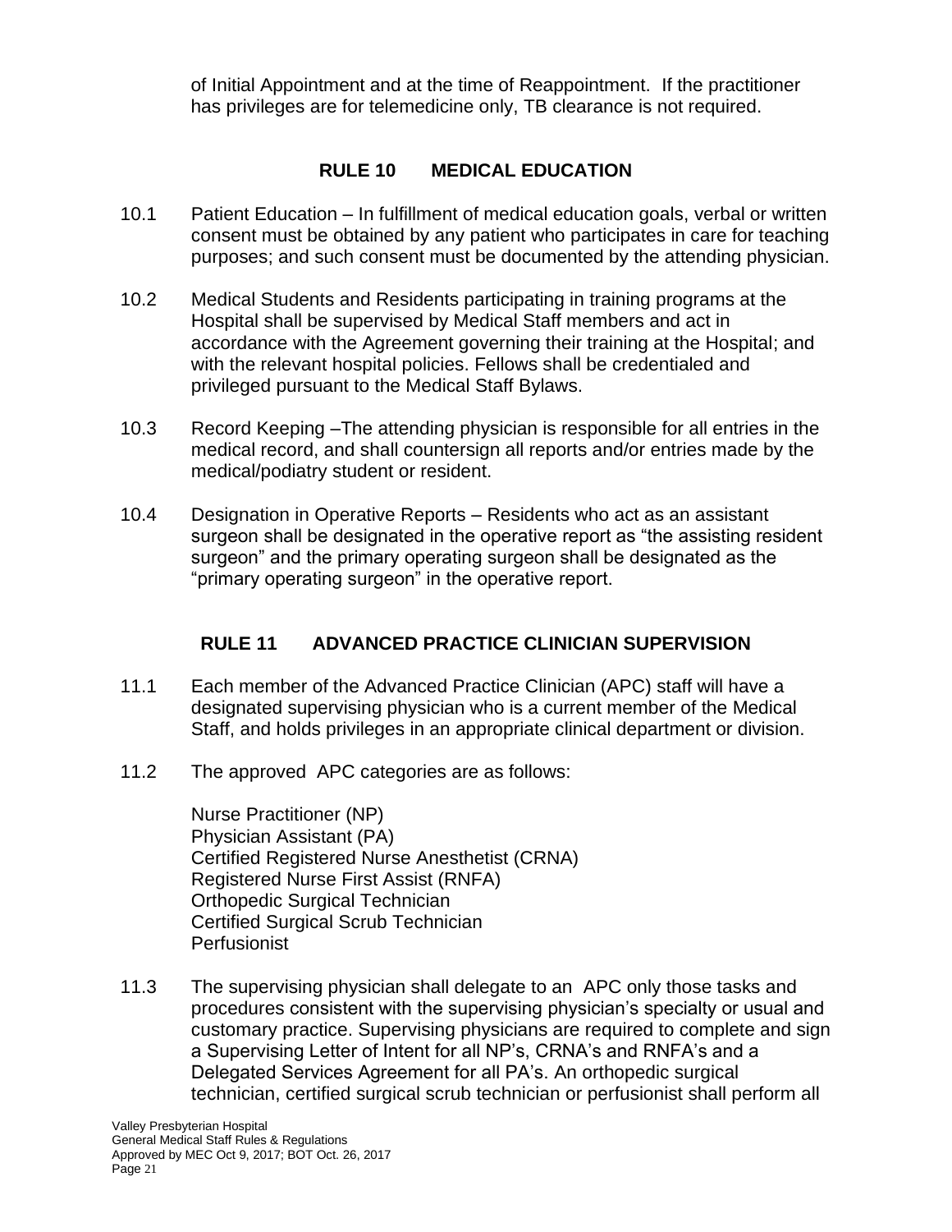of Initial Appointment and at the time of Reappointment. If the practitioner has privileges are for telemedicine only, TB clearance is not required.

## RULE 10 MEDICAL EDUCATION

10.1 Patient Education – In fulfillment of medical education goals, verbal or written consent must be obtained by any patient who participates in care for teaching purposes; and such consent must be documented by the attending physician.

10.2 Medical Students and Residents participating in training programs at the Hospital shall be supervised by Medical Staff members and act in accordance with the Agreement governing their training at the Hospital; and with the relevant hospital policies. Fellows shall be credentialed and privileged pursuant to the Medical Staff Bylaws.

10.3 Record Keeping –The attending physician is responsible for all entries in the medical record, and shall countersign all reports and/or entries made by the medical/podiatry student or resident.

10.4 Designation in Operative Reports – Residents who act as an assistant surgeon shall be designated in the operative report as "the assisting resident surgeon" and the primary operating surgeon shall be designated as the "primary operating surgeon" in the operative report.

## RULE 11 ADVANCED PRACTICE CLINICIAN SUPERVISION

11.1 Each member of the Advanced Practice Clinician (APC) staff will have a designated supervising physician who is a current member of the Medical Staff, and holds privileges in an appropriate clinical department or division.

11.2 The approved APC categories are as follows:

Nurse Practitioner (NP)
Physician Assistant (PA)
Certified Registered Nurse Anesthetist (CRNA)
Registered Nurse First Assist (RNFA)
Orthopedic Surgical Technician
Certified Surgical Scrub Technician
Perfusionist

11.3 The supervising physician shall delegate to an APC only those tasks and procedures consistent with the supervising physician's specialty or usual and customary practice. Supervising physicians are required to complete and sign a Supervising Letter of Intent for all NP's, CRNA's and RNFA's and a Delegated Services Agreement for all PA's. An orthopedic surgical technician, certified surgical scrub technician or perfusionist shall perform all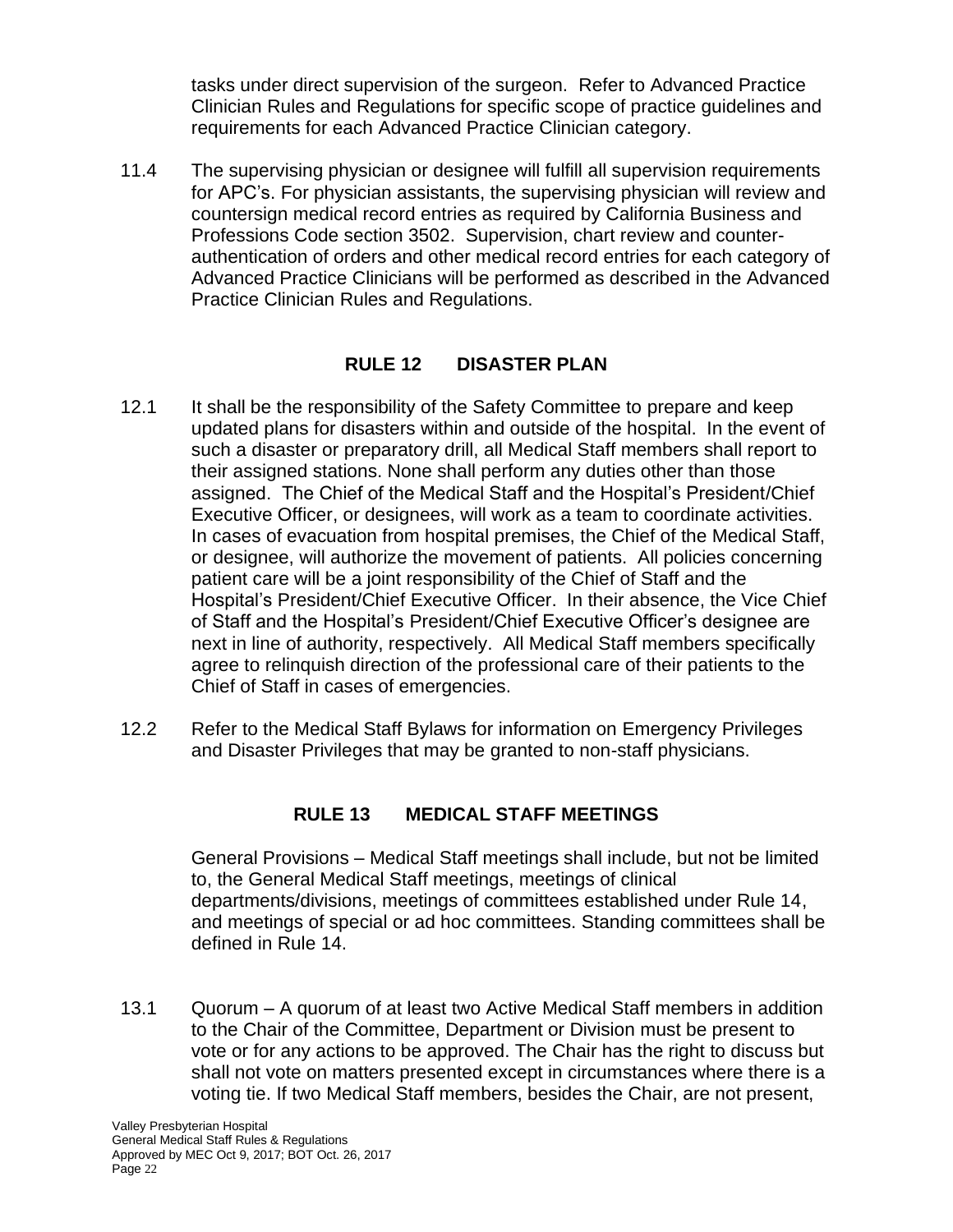tasks under direct supervision of the surgeon. Refer to Advanced Practice Clinician Rules and Regulations for specific scope of practice guidelines and requirements for each Advanced Practice Clinician category.

11.4 The supervising physician or designee will fulfill all supervision requirements for APC's. For physician assistants, the supervising physician will review and countersign medical record entries as required by California Business and Professions Code section 3502. Supervision, chart review and counter-authentication of orders and other medical record entries for each category of Advanced Practice Clinicians will be performed as described in the Advanced Practice Clinician Rules and Regulations.

## RULE 12 DISASTER PLAN

12.1 It shall be the responsibility of the Safety Committee to prepare and keep updated plans for disasters within and outside of the hospital. In the event of such a disaster or preparatory drill, all Medical Staff members shall report to their assigned stations. None shall perform any duties other than those assigned. The Chief of the Medical Staff and the Hospital's President/Chief Executive Officer, or designees, will work as a team to coordinate activities. In cases of evacuation from hospital premises, the Chief of the Medical Staff, or designee, will authorize the movement of patients. All policies concerning patient care will be a joint responsibility of the Chief of Staff and the Hospital's President/Chief Executive Officer. In their absence, the Vice Chief of Staff and the Hospital's President/Chief Executive Officer's designee are next in line of authority, respectively. All Medical Staff members specifically agree to relinquish direction of the professional care of their patients to the Chief of Staff in cases of emergencies.

12.2 Refer to the Medical Staff Bylaws for information on Emergency Privileges and Disaster Privileges that may be granted to non-staff physicians.

## RULE 13 MEDICAL STAFF MEETINGS

General Provisions – Medical Staff meetings shall include, but not be limited to, the General Medical Staff meetings, meetings of clinical departments/divisions, meetings of committees established under Rule 14, and meetings of special or ad hoc committees. Standing committees shall be defined in Rule 14.

13.1 Quorum – A quorum of at least two Active Medical Staff members in addition to the Chair of the Committee, Department or Division must be present to vote or for any actions to be approved. The Chair has the right to discuss but shall not vote on matters presented except in circumstances where there is a voting tie. If two Medical Staff members, besides the Chair, are not present,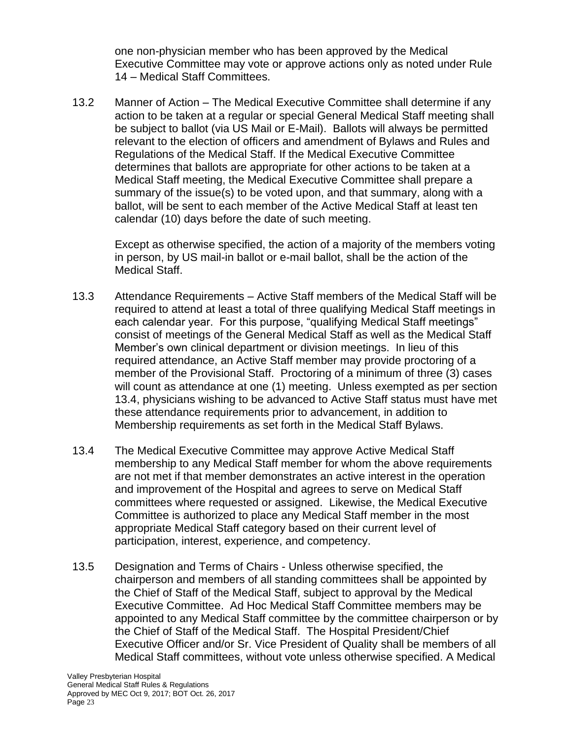one non-physician member who has been approved by the Medical Executive Committee may vote or approve actions only as noted under Rule 14 – Medical Staff Committees.

13.2 Manner of Action – The Medical Executive Committee shall determine if any action to be taken at a regular or special General Medical Staff meeting shall be subject to ballot (via US Mail or E-Mail). Ballots will always be permitted relevant to the election of officers and amendment of Bylaws and Rules and Regulations of the Medical Staff. If the Medical Executive Committee determines that ballots are appropriate for other actions to be taken at a Medical Staff meeting, the Medical Executive Committee shall prepare a summary of the issue(s) to be voted upon, and that summary, along with a ballot, will be sent to each member of the Active Medical Staff at least ten calendar (10) days before the date of such meeting.

Except as otherwise specified, the action of a majority of the members voting in person, by US mail-in ballot or e-mail ballot, shall be the action of the Medical Staff.

13.3 Attendance Requirements – Active Staff members of the Medical Staff will be required to attend at least a total of three qualifying Medical Staff meetings in each calendar year. For this purpose, "qualifying Medical Staff meetings" consist of meetings of the General Medical Staff as well as the Medical Staff Member's own clinical department or division meetings. In lieu of this required attendance, an Active Staff member may provide proctoring of a member of the Provisional Staff. Proctoring of a minimum of three (3) cases will count as attendance at one (1) meeting. Unless exempted as per section 13.4, physicians wishing to be advanced to Active Staff status must have met these attendance requirements prior to advancement, in addition to Membership requirements as set forth in the Medical Staff Bylaws.

13.4 The Medical Executive Committee may approve Active Medical Staff membership to any Medical Staff member for whom the above requirements are not met if that member demonstrates an active interest in the operation and improvement of the Hospital and agrees to serve on Medical Staff committees where requested or assigned. Likewise, the Medical Executive Committee is authorized to place any Medical Staff member in the most appropriate Medical Staff category based on their current level of participation, interest, experience, and competency.

13.5 Designation and Terms of Chairs - Unless otherwise specified, the chairperson and members of all standing committees shall be appointed by the Chief of Staff of the Medical Staff, subject to approval by the Medical Executive Committee. Ad Hoc Medical Staff Committee members may be appointed to any Medical Staff committee by the committee chairperson or by the Chief of Staff of the Medical Staff. The Hospital President/Chief Executive Officer and/or Sr. Vice President of Quality shall be members of all Medical Staff committees, without vote unless otherwise specified. A Medical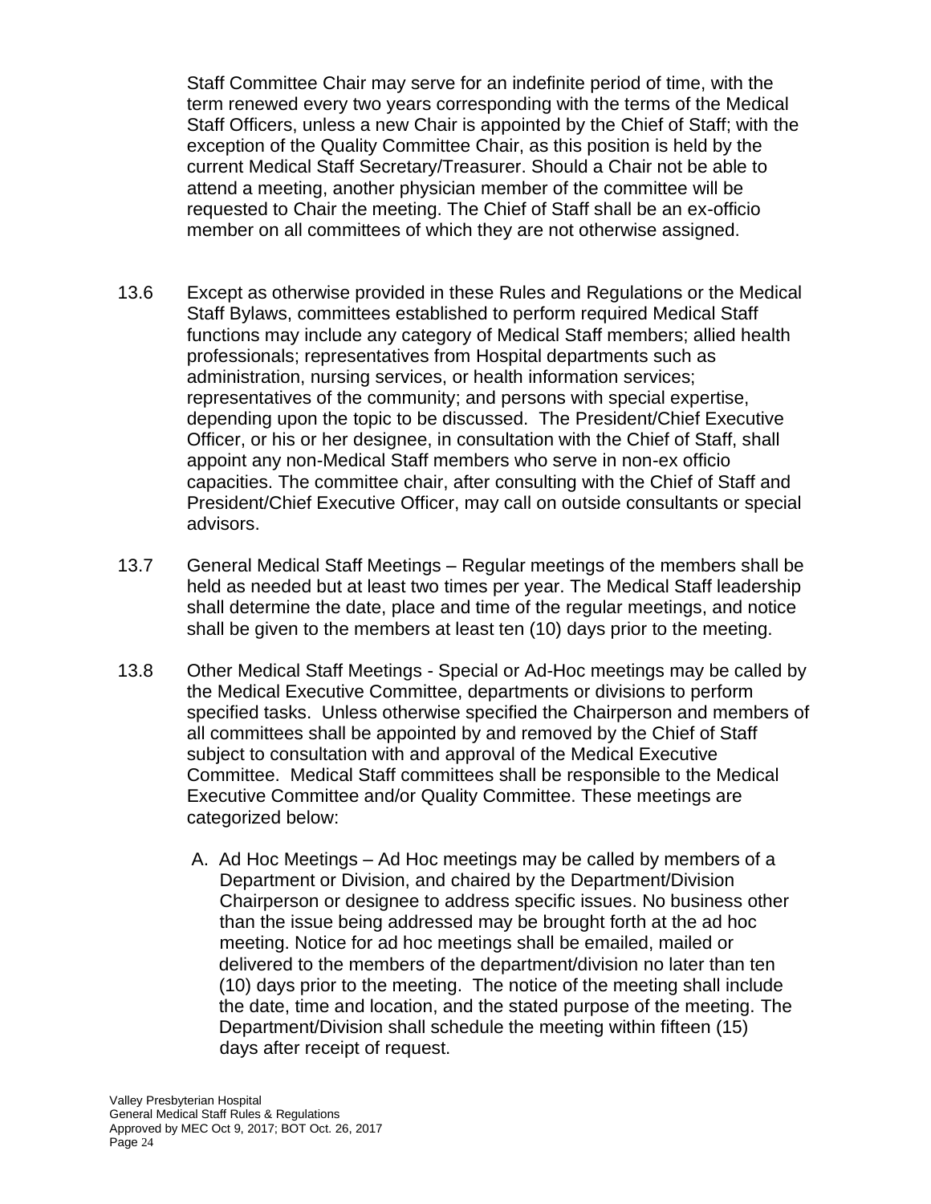Staff Committee Chair may serve for an indefinite period of time, with the term renewed every two years corresponding with the terms of the Medical Staff Officers, unless a new Chair is appointed by the Chief of Staff; with the exception of the Quality Committee Chair, as this position is held by the current Medical Staff Secretary/Treasurer. Should a Chair not be able to attend a meeting, another physician member of the committee will be requested to Chair the meeting. The Chief of Staff shall be an ex-officio member on all committees of which they are not otherwise assigned.

13.6 Except as otherwise provided in these Rules and Regulations or the Medical Staff Bylaws, committees established to perform required Medical Staff functions may include any category of Medical Staff members; allied health professionals; representatives from Hospital departments such as administration, nursing services, or health information services; representatives of the community; and persons with special expertise, depending upon the topic to be discussed. The President/Chief Executive Officer, or his or her designee, in consultation with the Chief of Staff, shall appoint any non-Medical Staff members who serve in non-ex officio capacities. The committee chair, after consulting with the Chief of Staff and President/Chief Executive Officer, may call on outside consultants or special advisors.

13.7 General Medical Staff Meetings – Regular meetings of the members shall be held as needed but at least two times per year. The Medical Staff leadership shall determine the date, place and time of the regular meetings, and notice shall be given to the members at least ten (10) days prior to the meeting.

13.8 Other Medical Staff Meetings - Special or Ad-Hoc meetings may be called by the Medical Executive Committee, departments or divisions to perform specified tasks. Unless otherwise specified the Chairperson and members of all committees shall be appointed by and removed by the Chief of Staff subject to consultation with and approval of the Medical Executive Committee. Medical Staff committees shall be responsible to the Medical Executive Committee and/or Quality Committee. These meetings are categorized below:

A. Ad Hoc Meetings – Ad Hoc meetings may be called by members of a Department or Division, and chaired by the Department/Division Chairperson or designee to address specific issues. No business other than the issue being addressed may be brought forth at the ad hoc meeting. Notice for ad hoc meetings shall be emailed, mailed or delivered to the members of the department/division no later than ten (10) days prior to the meeting. The notice of the meeting shall include the date, time and location, and the stated purpose of the meeting. The Department/Division shall schedule the meeting within fifteen (15) days after receipt of request.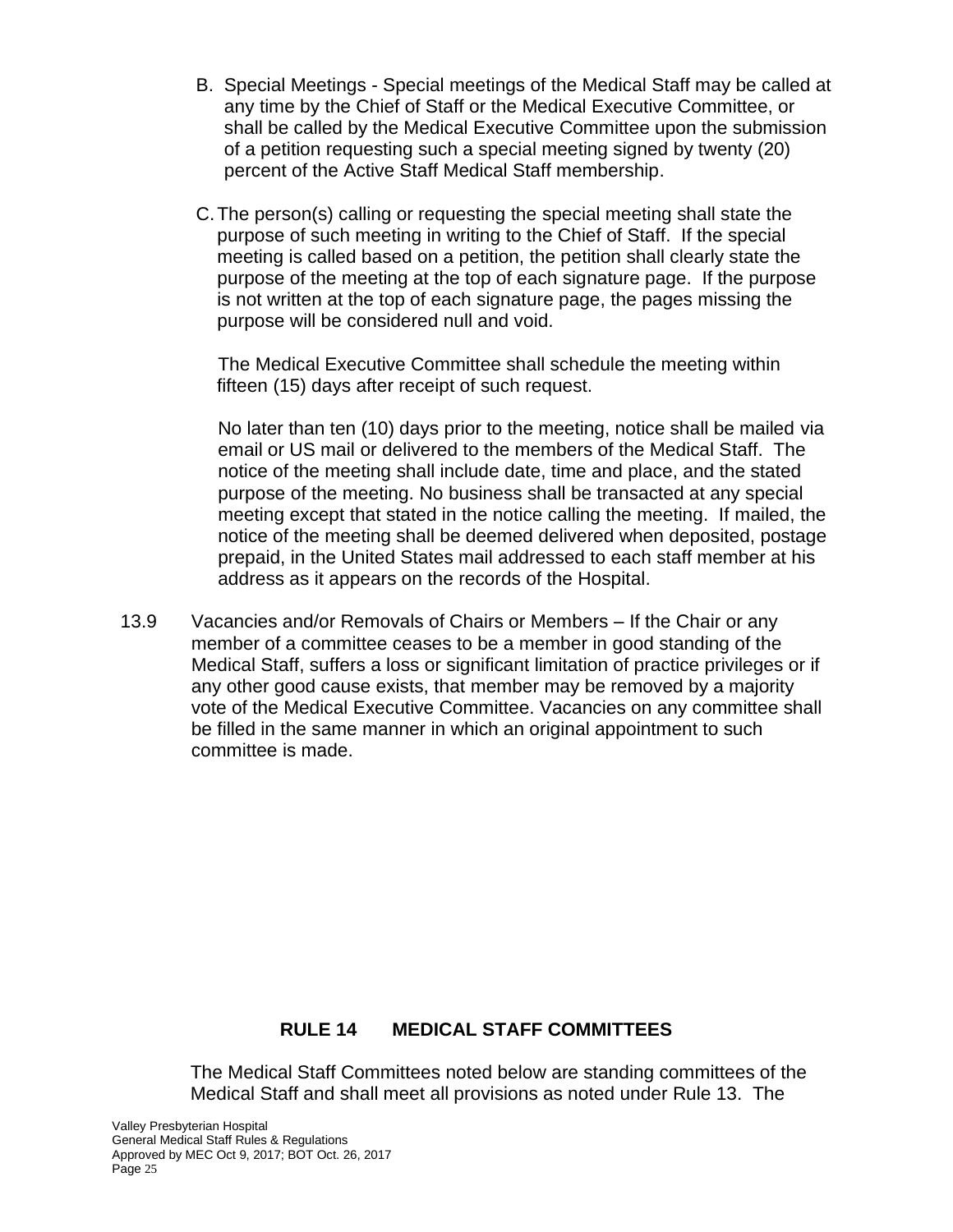B. Special Meetings - Special meetings of the Medical Staff may be called at any time by the Chief of Staff or the Medical Executive Committee, or shall be called by the Medical Executive Committee upon the submission of a petition requesting such a special meeting signed by twenty (20) percent of the Active Staff Medical Staff membership.

C. The person(s) calling or requesting the special meeting shall state the purpose of such meeting in writing to the Chief of Staff. If the special meeting is called based on a petition, the petition shall clearly state the purpose of the meeting at the top of each signature page. If the purpose is not written at the top of each signature page, the pages missing the purpose will be considered null and void.

The Medical Executive Committee shall schedule the meeting within fifteen (15) days after receipt of such request.

No later than ten (10) days prior to the meeting, notice shall be mailed via email or US mail or delivered to the members of the Medical Staff. The notice of the meeting shall include date, time and place, and the stated purpose of the meeting. No business shall be transacted at any special meeting except that stated in the notice calling the meeting. If mailed, the notice of the meeting shall be deemed delivered when deposited, postage prepaid, in the United States mail addressed to each staff member at his address as it appears on the records of the Hospital.

13.9 Vacancies and/or Removals of Chairs or Members – If the Chair or any member of a committee ceases to be a member in good standing of the Medical Staff, suffers a loss or significant limitation of practice privileges or if any other good cause exists, that member may be removed by a majority vote of the Medical Executive Committee. Vacancies on any committee shall be filled in the same manner in which an original appointment to such committee is made.

## RULE 14 MEDICAL STAFF COMMITTEES

The Medical Staff Committees noted below are standing committees of the Medical Staff and shall meet all provisions as noted under Rule 13. The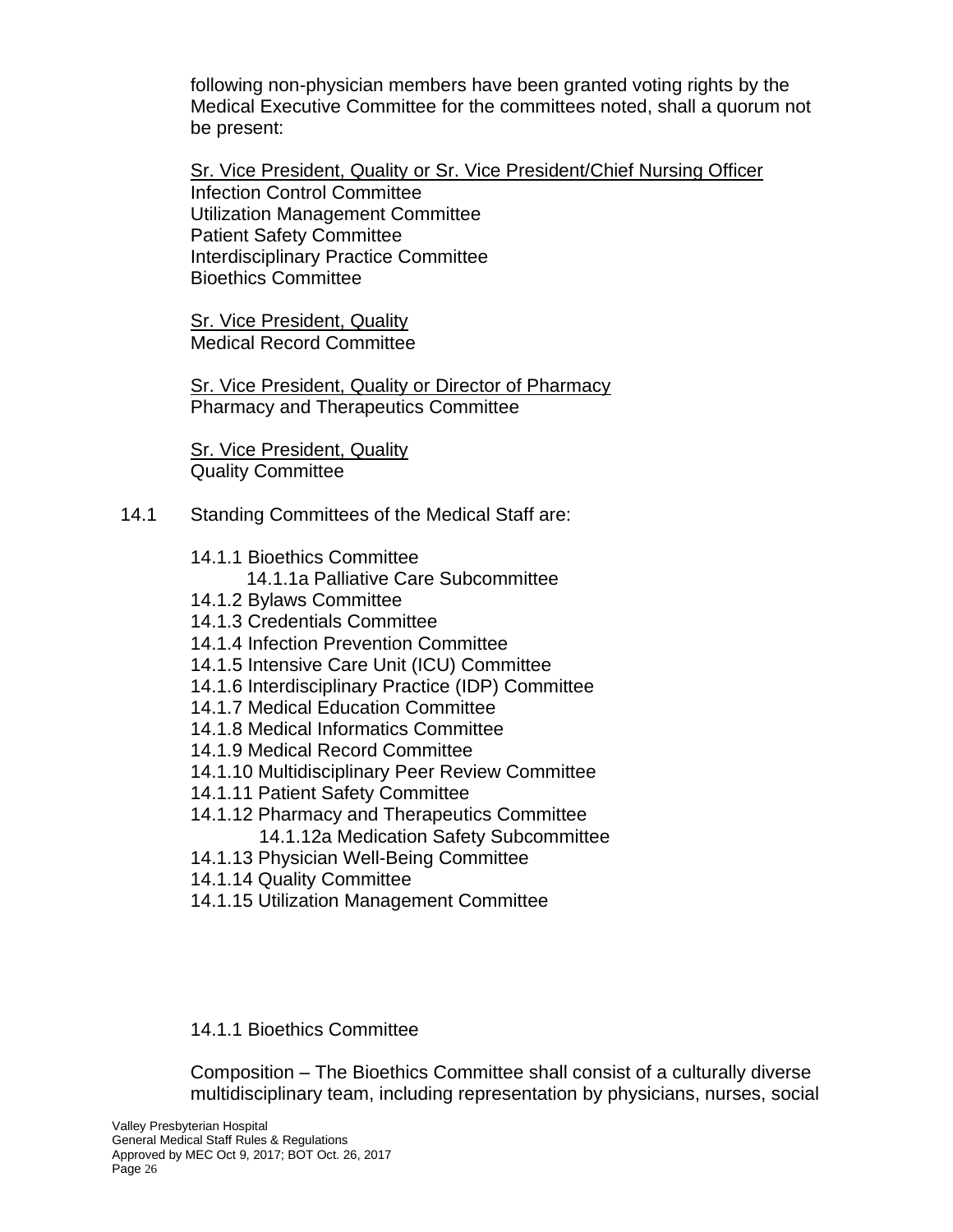following non-physician members have been granted voting rights by the Medical Executive Committee for the committees noted, shall a quorum not be present:

<u>Sr. Vice President, Quality or Sr. Vice President/Chief Nursing Officer</u>
Infection Control Committee
Utilization Management Committee
Patient Safety Committee
Interdisciplinary Practice Committee
Bioethics Committee

<u>Sr. Vice President, Quality</u>
Medical Record Committee

<u>Sr. Vice President, Quality or Director of Pharmacy</u>
Pharmacy and Therapeutics Committee

<u>Sr. Vice President, Quality</u>
Quality Committee

14.1 Standing Committees of the Medical Staff are:

- 14.1.1 Bioethics Committee
  - 14.1.1a Palliative Care Subcommittee
- 14.1.2 Bylaws Committee
- 14.1.3 Credentials Committee
- 14.1.4 Infection Prevention Committee
- 14.1.5 Intensive Care Unit (ICU) Committee
- 14.1.6 Interdisciplinary Practice (IDP) Committee
- 14.1.7 Medical Education Committee
- 14.1.8 Medical Informatics Committee
- 14.1.9 Medical Record Committee
- 14.1.10 Multidisciplinary Peer Review Committee
- 14.1.11 Patient Safety Committee
- 14.1.12 Pharmacy and Therapeutics Committee
  - 14.1.12a Medication Safety Subcommittee
- 14.1.13 Physician Well-Being Committee
- 14.1.14 Quality Committee
- 14.1.15 Utilization Management Committee

14.1.1 Bioethics Committee

Composition – The Bioethics Committee shall consist of a culturally diverse multidisciplinary team, including representation by physicians, nurses, social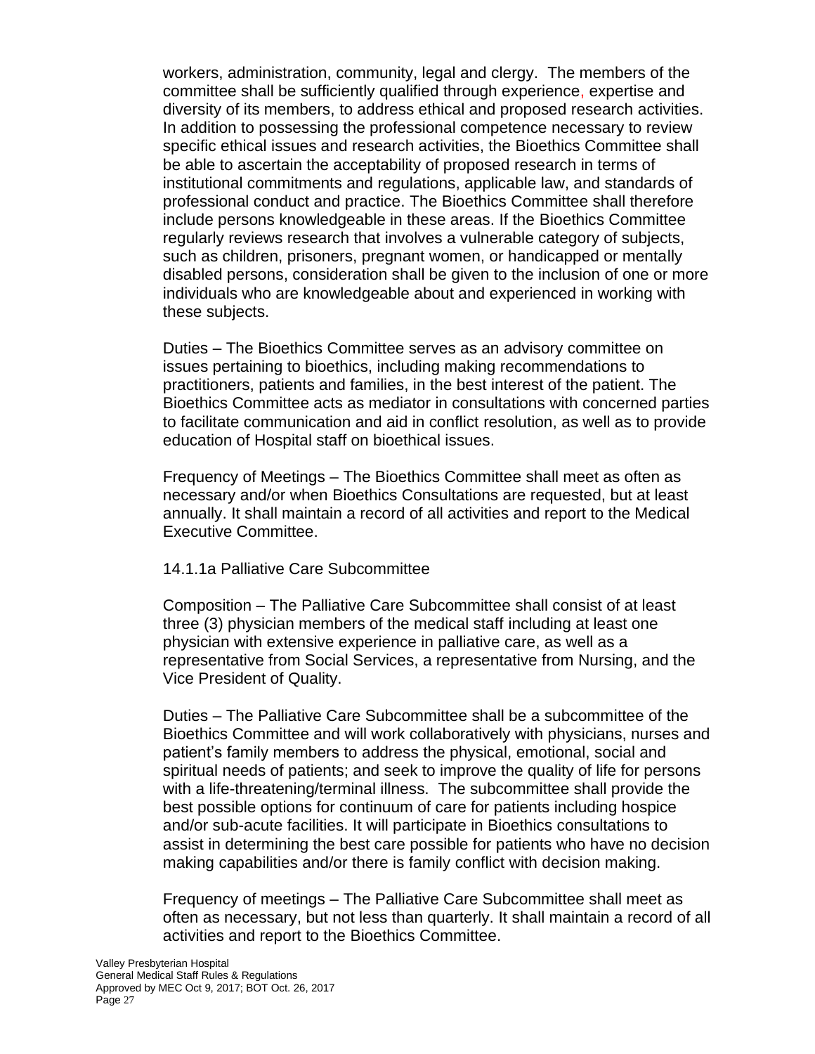workers, administration, community, legal and clergy. The members of the committee shall be sufficiently qualified through experience, expertise and diversity of its members, to address ethical and proposed research activities. In addition to possessing the professional competence necessary to review specific ethical issues and research activities, the Bioethics Committee shall be able to ascertain the acceptability of proposed research in terms of institutional commitments and regulations, applicable law, and standards of professional conduct and practice. The Bioethics Committee shall therefore include persons knowledgeable in these areas. If the Bioethics Committee regularly reviews research that involves a vulnerable category of subjects, such as children, prisoners, pregnant women, or handicapped or mentally disabled persons, consideration shall be given to the inclusion of one or more individuals who are knowledgeable about and experienced in working with these subjects.

Duties – The Bioethics Committee serves as an advisory committee on issues pertaining to bioethics, including making recommendations to practitioners, patients and families, in the best interest of the patient. The Bioethics Committee acts as mediator in consultations with concerned parties to facilitate communication and aid in conflict resolution, as well as to provide education of Hospital staff on bioethical issues.

Frequency of Meetings – The Bioethics Committee shall meet as often as necessary and/or when Bioethics Consultations are requested, but at least annually. It shall maintain a record of all activities and report to the Medical Executive Committee.

14.1.1a Palliative Care Subcommittee

Composition – The Palliative Care Subcommittee shall consist of at least three (3) physician members of the medical staff including at least one physician with extensive experience in palliative care, as well as a representative from Social Services, a representative from Nursing, and the Vice President of Quality.

Duties – The Palliative Care Subcommittee shall be a subcommittee of the Bioethics Committee and will work collaboratively with physicians, nurses and patient's family members to address the physical, emotional, social and spiritual needs of patients; and seek to improve the quality of life for persons with a life-threatening/terminal illness. The subcommittee shall provide the best possible options for continuum of care for patients including hospice and/or sub-acute facilities. It will participate in Bioethics consultations to assist in determining the best care possible for patients who have no decision making capabilities and/or there is family conflict with decision making.

Frequency of meetings – The Palliative Care Subcommittee shall meet as often as necessary, but not less than quarterly. It shall maintain a record of all activities and report to the Bioethics Committee.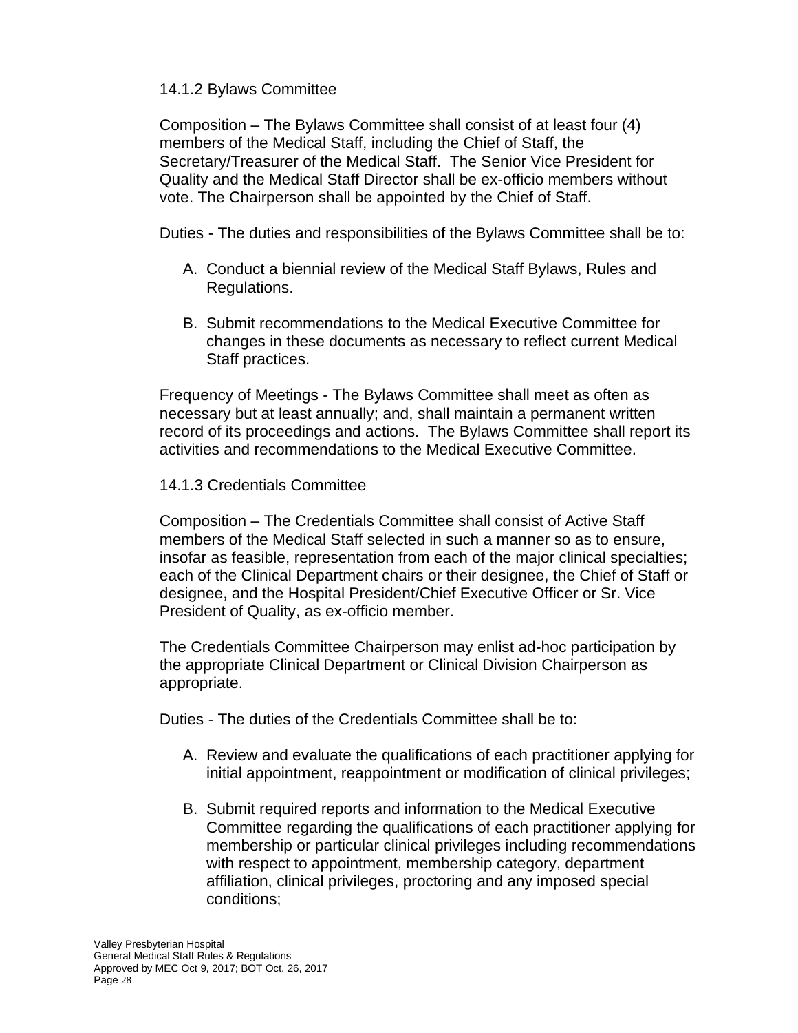### 14.1.2 Bylaws Committee

Composition – The Bylaws Committee shall consist of at least four (4) members of the Medical Staff, including the Chief of Staff, the Secretary/Treasurer of the Medical Staff. The Senior Vice President for Quality and the Medical Staff Director shall be ex-officio members without vote. The Chairperson shall be appointed by the Chief of Staff.

Duties - The duties and responsibilities of the Bylaws Committee shall be to:

A. Conduct a biennial review of the Medical Staff Bylaws, Rules and Regulations.

B. Submit recommendations to the Medical Executive Committee for changes in these documents as necessary to reflect current Medical Staff practices.

Frequency of Meetings - The Bylaws Committee shall meet as often as necessary but at least annually; and, shall maintain a permanent written record of its proceedings and actions. The Bylaws Committee shall report its activities and recommendations to the Medical Executive Committee.

### 14.1.3 Credentials Committee

Composition – The Credentials Committee shall consist of Active Staff members of the Medical Staff selected in such a manner so as to ensure, insofar as feasible, representation from each of the major clinical specialties; each of the Clinical Department chairs or their designee, the Chief of Staff or designee, and the Hospital President/Chief Executive Officer or Sr. Vice President of Quality, as ex-officio member.

The Credentials Committee Chairperson may enlist ad-hoc participation by the appropriate Clinical Department or Clinical Division Chairperson as appropriate.

Duties - The duties of the Credentials Committee shall be to:

A. Review and evaluate the qualifications of each practitioner applying for initial appointment, reappointment or modification of clinical privileges;

B. Submit required reports and information to the Medical Executive Committee regarding the qualifications of each practitioner applying for membership or particular clinical privileges including recommendations with respect to appointment, membership category, department affiliation, clinical privileges, proctoring and any imposed special conditions;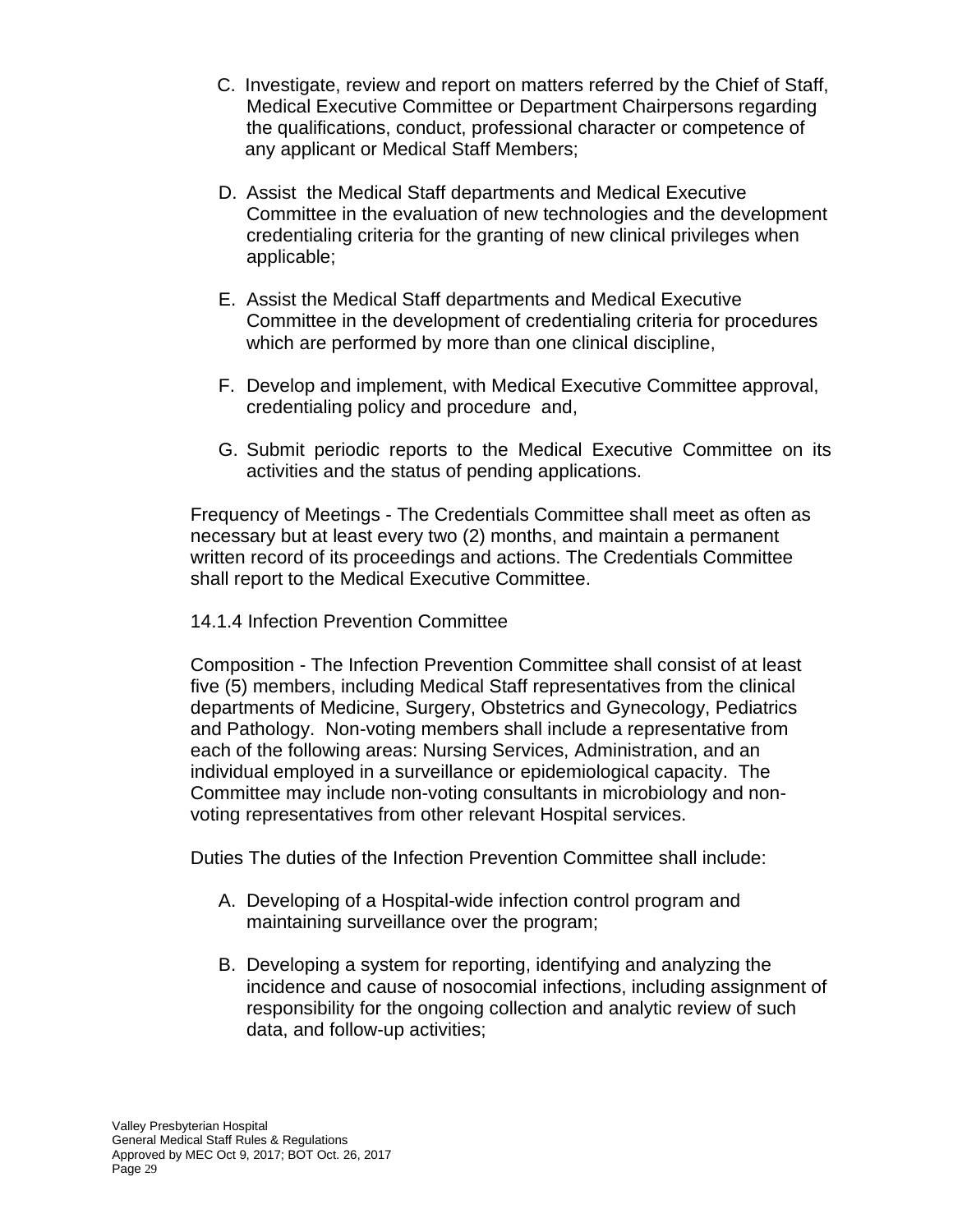C. Investigate, review and report on matters referred by the Chief of Staff, Medical Executive Committee or Department Chairpersons regarding the qualifications, conduct, professional character or competence of any applicant or Medical Staff Members;

D. Assist the Medical Staff departments and Medical Executive Committee in the evaluation of new technologies and the development credentialing criteria for the granting of new clinical privileges when applicable;

E. Assist the Medical Staff departments and Medical Executive Committee in the development of credentialing criteria for procedures which are performed by more than one clinical discipline,

F. Develop and implement, with Medical Executive Committee approval, credentialing policy and procedure and,

G. Submit periodic reports to the Medical Executive Committee on its activities and the status of pending applications.

Frequency of Meetings - The Credentials Committee shall meet as often as necessary but at least every two (2) months, and maintain a permanent written record of its proceedings and actions. The Credentials Committee shall report to the Medical Executive Committee.

14.1.4 Infection Prevention Committee

Composition - The Infection Prevention Committee shall consist of at least five (5) members, including Medical Staff representatives from the clinical departments of Medicine, Surgery, Obstetrics and Gynecology, Pediatrics and Pathology. Non-voting members shall include a representative from each of the following areas: Nursing Services, Administration, and an individual employed in a surveillance or epidemiological capacity. The Committee may include non-voting consultants in microbiology and non-voting representatives from other relevant Hospital services.

Duties The duties of the Infection Prevention Committee shall include:

A. Developing of a Hospital-wide infection control program and maintaining surveillance over the program;

B. Developing a system for reporting, identifying and analyzing the incidence and cause of nosocomial infections, including assignment of responsibility for the ongoing collection and analytic review of such data, and follow-up activities;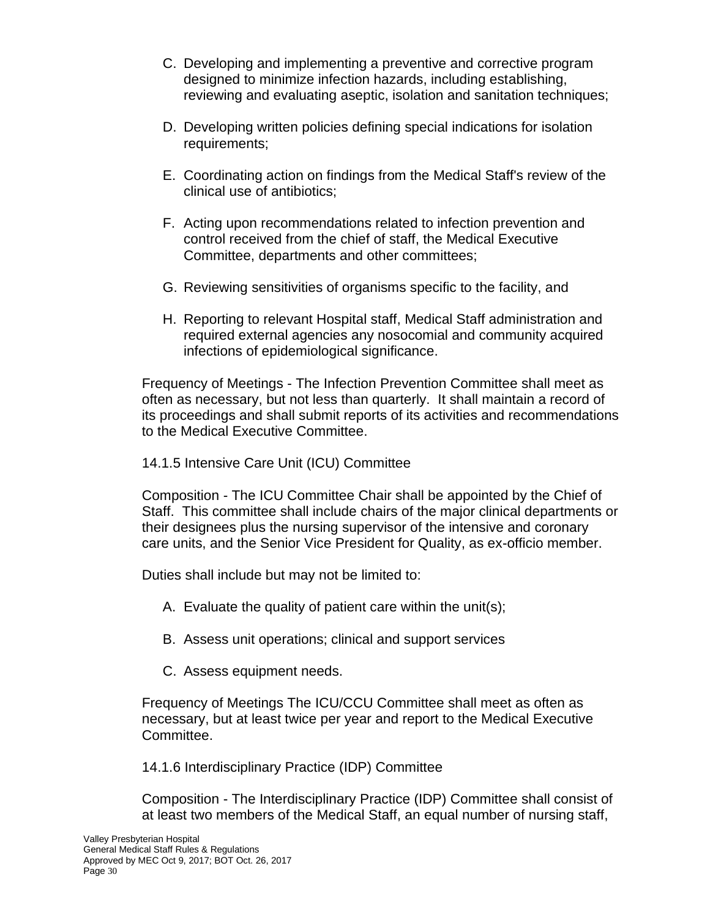C. Developing and implementing a preventive and corrective program designed to minimize infection hazards, including establishing, reviewing and evaluating aseptic, isolation and sanitation techniques;

D. Developing written policies defining special indications for isolation requirements;

E. Coordinating action on findings from the Medical Staff's review of the clinical use of antibiotics;

F. Acting upon recommendations related to infection prevention and control received from the chief of staff, the Medical Executive Committee, departments and other committees;

G. Reviewing sensitivities of organisms specific to the facility, and

H. Reporting to relevant Hospital staff, Medical Staff administration and required external agencies any nosocomial and community acquired infections of epidemiological significance.

Frequency of Meetings - The Infection Prevention Committee shall meet as often as necessary, but not less than quarterly. It shall maintain a record of its proceedings and shall submit reports of its activities and recommendations to the Medical Executive Committee.

14.1.5 Intensive Care Unit (ICU) Committee

Composition - The ICU Committee Chair shall be appointed by the Chief of Staff. This committee shall include chairs of the major clinical departments or their designees plus the nursing supervisor of the intensive and coronary care units, and the Senior Vice President for Quality, as ex-officio member.

Duties shall include but may not be limited to:

A. Evaluate the quality of patient care within the unit(s);

B. Assess unit operations; clinical and support services

C. Assess equipment needs.

Frequency of Meetings The ICU/CCU Committee shall meet as often as necessary, but at least twice per year and report to the Medical Executive Committee.

14.1.6 Interdisciplinary Practice (IDP) Committee

Composition - The Interdisciplinary Practice (IDP) Committee shall consist of at least two members of the Medical Staff, an equal number of nursing staff,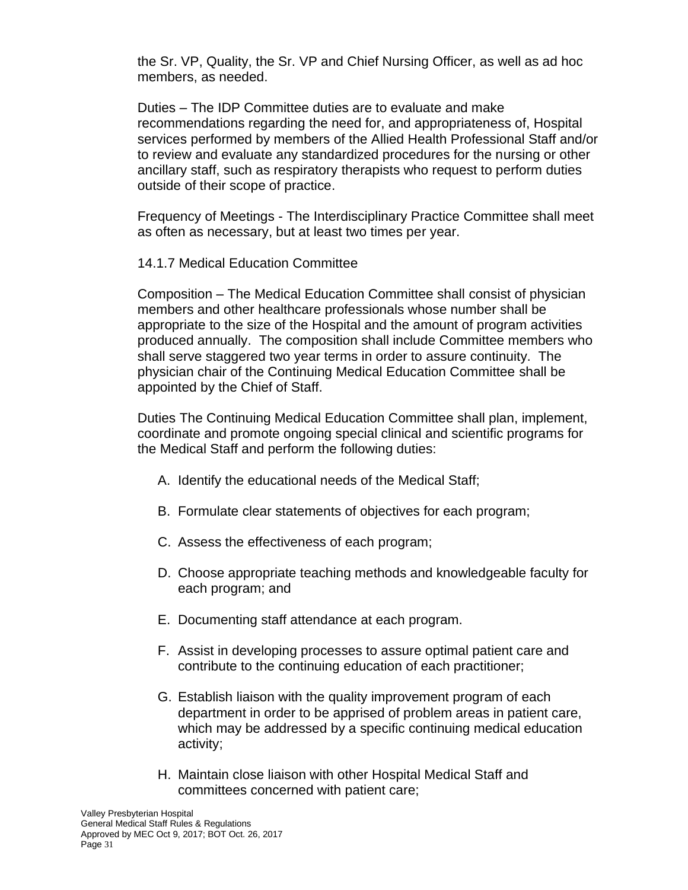the Sr. VP, Quality, the Sr. VP and Chief Nursing Officer, as well as ad hoc members, as needed.

Duties – The IDP Committee duties are to evaluate and make recommendations regarding the need for, and appropriateness of, Hospital services performed by members of the Allied Health Professional Staff and/or to review and evaluate any standardized procedures for the nursing or other ancillary staff, such as respiratory therapists who request to perform duties outside of their scope of practice.

Frequency of Meetings - The Interdisciplinary Practice Committee shall meet as often as necessary, but at least two times per year.

14.1.7 Medical Education Committee

Composition – The Medical Education Committee shall consist of physician members and other healthcare professionals whose number shall be appropriate to the size of the Hospital and the amount of program activities produced annually. The composition shall include Committee members who shall serve staggered two year terms in order to assure continuity. The physician chair of the Continuing Medical Education Committee shall be appointed by the Chief of Staff.

Duties The Continuing Medical Education Committee shall plan, implement, coordinate and promote ongoing special clinical and scientific programs for the Medical Staff and perform the following duties:

A. Identify the educational needs of the Medical Staff;

B. Formulate clear statements of objectives for each program;

C. Assess the effectiveness of each program;

D. Choose appropriate teaching methods and knowledgeable faculty for each program; and

E. Documenting staff attendance at each program.

F. Assist in developing processes to assure optimal patient care and contribute to the continuing education of each practitioner;

G. Establish liaison with the quality improvement program of each department in order to be apprised of problem areas in patient care, which may be addressed by a specific continuing medical education activity;

H. Maintain close liaison with other Hospital Medical Staff and committees concerned with patient care;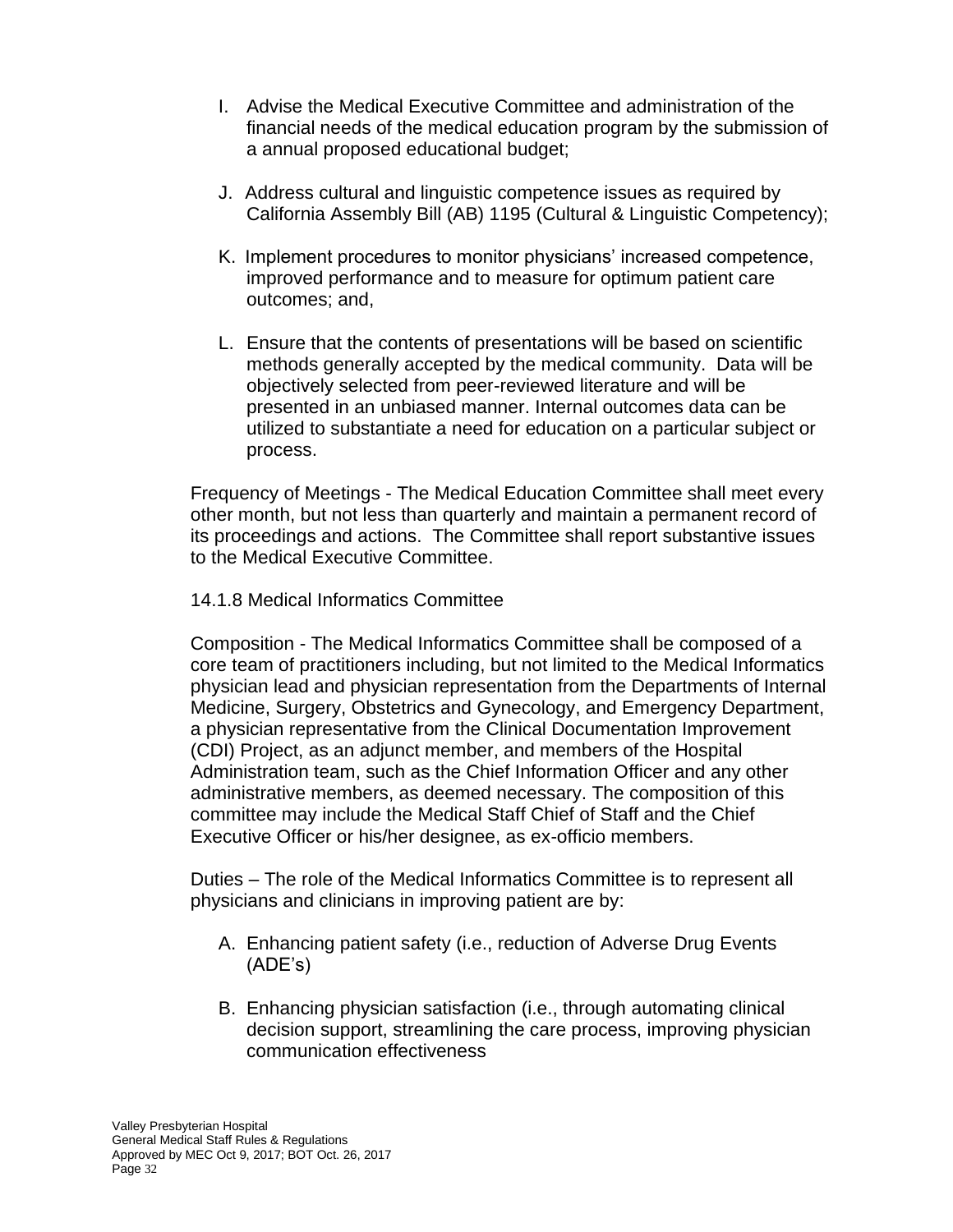I. Advise the Medical Executive Committee and administration of the financial needs of the medical education program by the submission of a annual proposed educational budget;

J. Address cultural and linguistic competence issues as required by California Assembly Bill (AB) 1195 (Cultural & Linguistic Competency);

K. Implement procedures to monitor physicians' increased competence, improved performance and to measure for optimum patient care outcomes; and,

L. Ensure that the contents of presentations will be based on scientific methods generally accepted by the medical community. Data will be objectively selected from peer-reviewed literature and will be presented in an unbiased manner. Internal outcomes data can be utilized to substantiate a need for education on a particular subject or process.

Frequency of Meetings - The Medical Education Committee shall meet every other month, but not less than quarterly and maintain a permanent record of its proceedings and actions. The Committee shall report substantive issues to the Medical Executive Committee.

14.1.8 Medical Informatics Committee

Composition - The Medical Informatics Committee shall be composed of a core team of practitioners including, but not limited to the Medical Informatics physician lead and physician representation from the Departments of Internal Medicine, Surgery, Obstetrics and Gynecology, and Emergency Department, a physician representative from the Clinical Documentation Improvement (CDI) Project, as an adjunct member, and members of the Hospital Administration team, such as the Chief Information Officer and any other administrative members, as deemed necessary. The composition of this committee may include the Medical Staff Chief of Staff and the Chief Executive Officer or his/her designee, as ex-officio members.

Duties – The role of the Medical Informatics Committee is to represent all physicians and clinicians in improving patient are by:

A. Enhancing patient safety (i.e., reduction of Adverse Drug Events (ADE's)

B. Enhancing physician satisfaction (i.e., through automating clinical decision support, streamlining the care process, improving physician communication effectiveness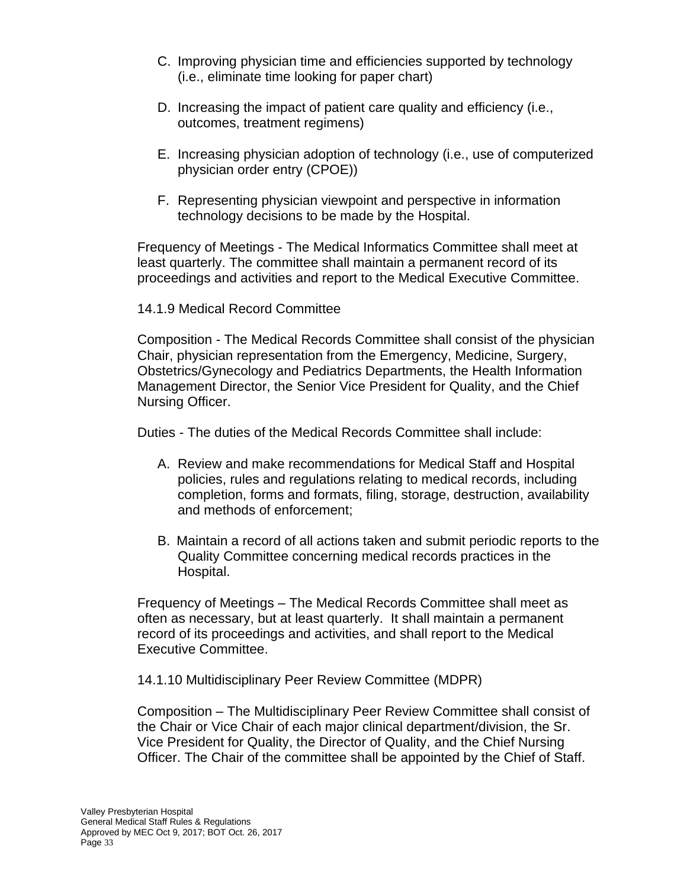C. Improving physician time and efficiencies supported by technology (i.e., eliminate time looking for paper chart)

D. Increasing the impact of patient care quality and efficiency (i.e., outcomes, treatment regimens)

E. Increasing physician adoption of technology (i.e., use of computerized physician order entry (CPOE))

F. Representing physician viewpoint and perspective in information technology decisions to be made by the Hospital.

Frequency of Meetings - The Medical Informatics Committee shall meet at least quarterly. The committee shall maintain a permanent record of its proceedings and activities and report to the Medical Executive Committee.

14.1.9 Medical Record Committee

Composition - The Medical Records Committee shall consist of the physician Chair, physician representation from the Emergency, Medicine, Surgery, Obstetrics/Gynecology and Pediatrics Departments, the Health Information Management Director, the Senior Vice President for Quality, and the Chief Nursing Officer.

Duties - The duties of the Medical Records Committee shall include:

A. Review and make recommendations for Medical Staff and Hospital policies, rules and regulations relating to medical records, including completion, forms and formats, filing, storage, destruction, availability and methods of enforcement;

B. Maintain a record of all actions taken and submit periodic reports to the Quality Committee concerning medical records practices in the Hospital.

Frequency of Meetings – The Medical Records Committee shall meet as often as necessary, but at least quarterly. It shall maintain a permanent record of its proceedings and activities, and shall report to the Medical Executive Committee.

14.1.10 Multidisciplinary Peer Review Committee (MDPR)

Composition – The Multidisciplinary Peer Review Committee shall consist of the Chair or Vice Chair of each major clinical department/division, the Sr. Vice President for Quality, the Director of Quality, and the Chief Nursing Officer. The Chair of the committee shall be appointed by the Chief of Staff.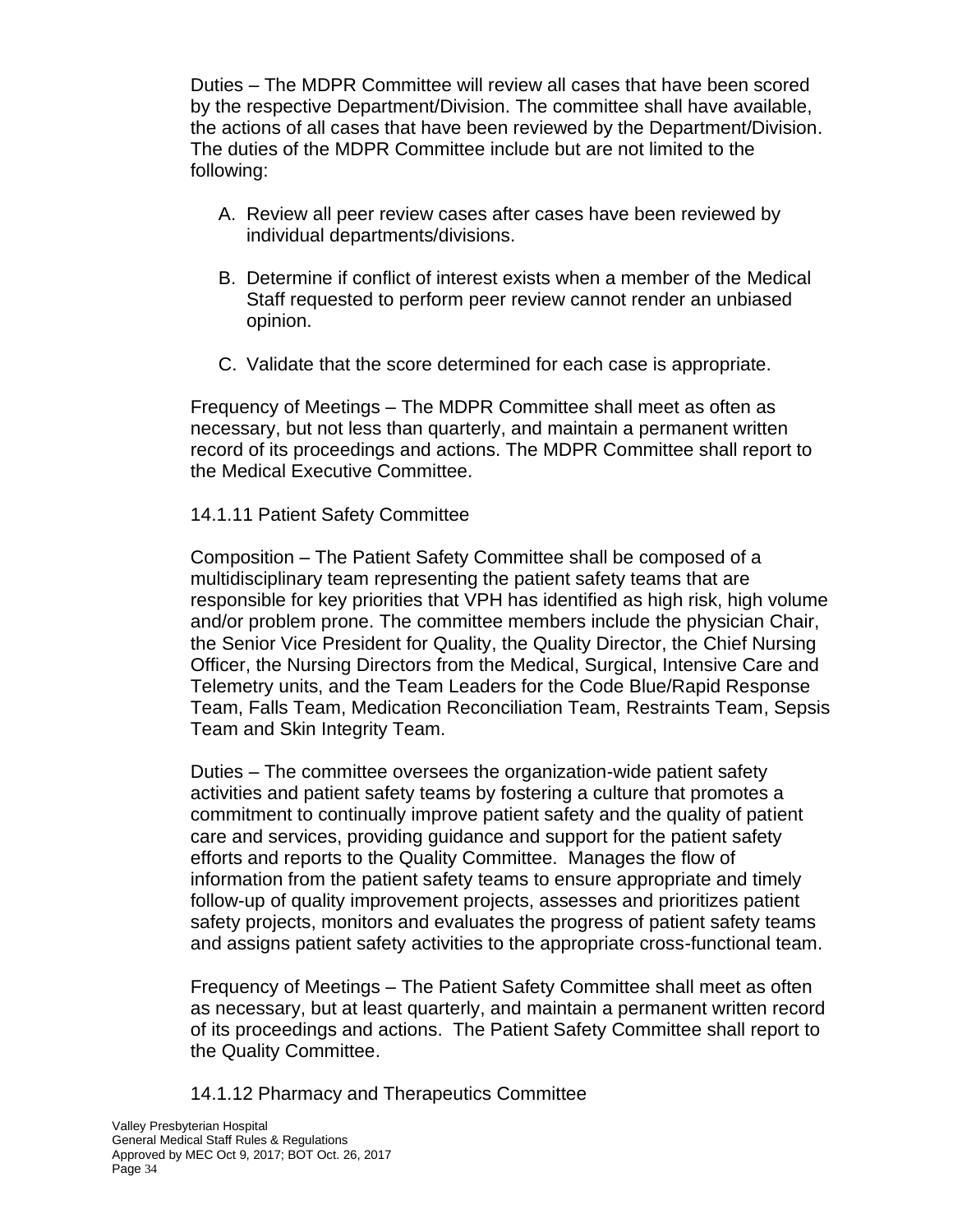Duties – The MDPR Committee will review all cases that have been scored by the respective Department/Division. The committee shall have available, the actions of all cases that have been reviewed by the Department/Division. The duties of the MDPR Committee include but are not limited to the following:

A. Review all peer review cases after cases have been reviewed by individual departments/divisions.

B. Determine if conflict of interest exists when a member of the Medical Staff requested to perform peer review cannot render an unbiased opinion.

C. Validate that the score determined for each case is appropriate.

Frequency of Meetings – The MDPR Committee shall meet as often as necessary, but not less than quarterly, and maintain a permanent written record of its proceedings and actions. The MDPR Committee shall report to the Medical Executive Committee.

### 14.1.11 Patient Safety Committee

Composition – The Patient Safety Committee shall be composed of a multidisciplinary team representing the patient safety teams that are responsible for key priorities that VPH has identified as high risk, high volume and/or problem prone. The committee members include the physician Chair, the Senior Vice President for Quality, the Quality Director, the Chief Nursing Officer, the Nursing Directors from the Medical, Surgical, Intensive Care and Telemetry units, and the Team Leaders for the Code Blue/Rapid Response Team, Falls Team, Medication Reconciliation Team, Restraints Team, Sepsis Team and Skin Integrity Team.

Duties – The committee oversees the organization-wide patient safety activities and patient safety teams by fostering a culture that promotes a commitment to continually improve patient safety and the quality of patient care and services, providing guidance and support for the patient safety efforts and reports to the Quality Committee. Manages the flow of information from the patient safety teams to ensure appropriate and timely follow-up of quality improvement projects, assesses and prioritizes patient safety projects, monitors and evaluates the progress of patient safety teams and assigns patient safety activities to the appropriate cross-functional team.

Frequency of Meetings – The Patient Safety Committee shall meet as often as necessary, but at least quarterly, and maintain a permanent written record of its proceedings and actions. The Patient Safety Committee shall report to the Quality Committee.

### 14.1.12 Pharmacy and Therapeutics Committee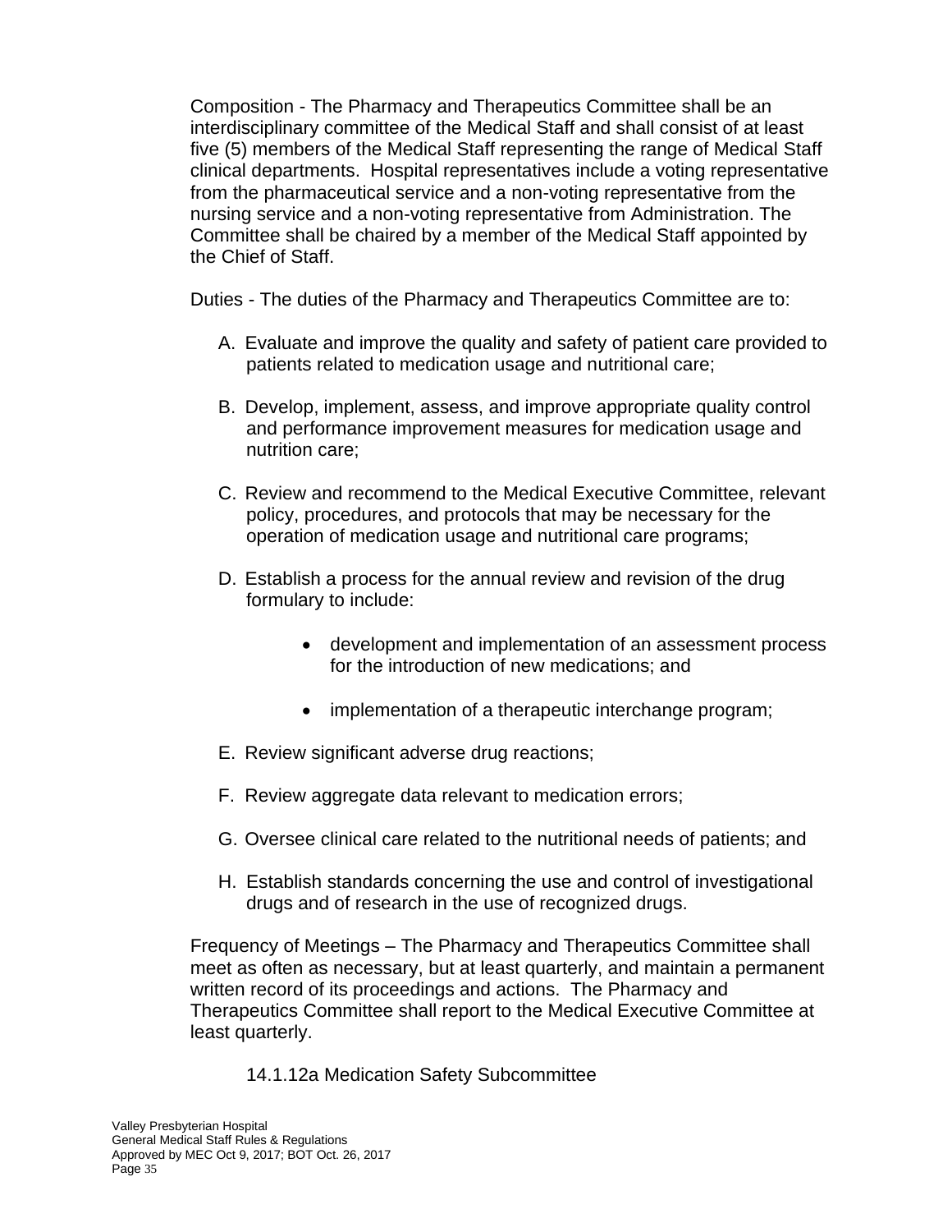Composition - The Pharmacy and Therapeutics Committee shall be an interdisciplinary committee of the Medical Staff and shall consist of at least five (5) members of the Medical Staff representing the range of Medical Staff clinical departments. Hospital representatives include a voting representative from the pharmaceutical service and a non-voting representative from the nursing service and a non-voting representative from Administration. The Committee shall be chaired by a member of the Medical Staff appointed by the Chief of Staff.

Duties - The duties of the Pharmacy and Therapeutics Committee are to:

A. Evaluate and improve the quality and safety of patient care provided to patients related to medication usage and nutritional care;

B. Develop, implement, assess, and improve appropriate quality control and performance improvement measures for medication usage and nutrition care;

C. Review and recommend to the Medical Executive Committee, relevant policy, procedures, and protocols that may be necessary for the operation of medication usage and nutritional care programs;

D. Establish a process for the annual review and revision of the drug formulary to include:

   - development and implementation of an assessment process for the introduction of new medications; and
   - implementation of a therapeutic interchange program;

E. Review significant adverse drug reactions;

F. Review aggregate data relevant to medication errors;

G. Oversee clinical care related to the nutritional needs of patients; and

H. Establish standards concerning the use and control of investigational drugs and of research in the use of recognized drugs.

Frequency of Meetings – The Pharmacy and Therapeutics Committee shall meet as often as necessary, but at least quarterly, and maintain a permanent written record of its proceedings and actions. The Pharmacy and Therapeutics Committee shall report to the Medical Executive Committee at least quarterly.

14.1.12a Medication Safety Subcommittee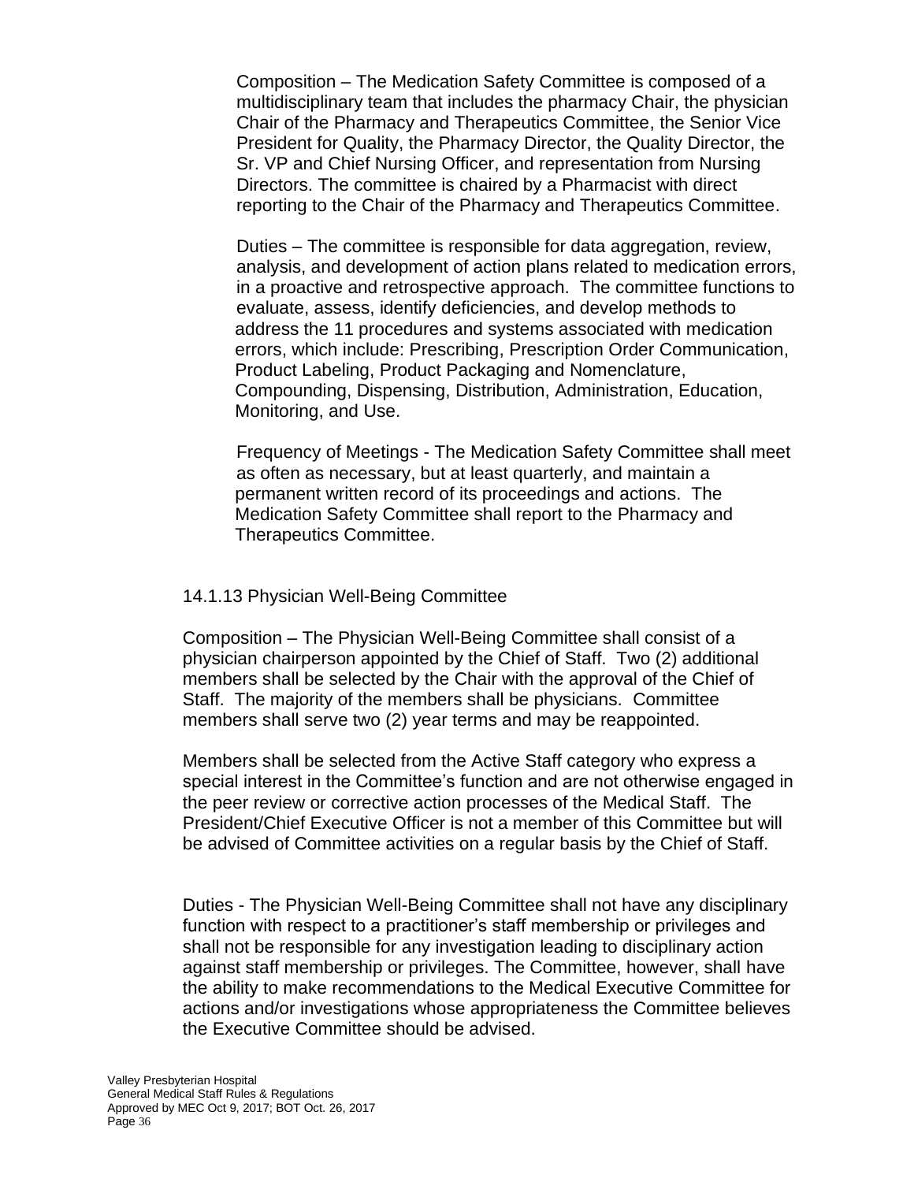Composition – The Medication Safety Committee is composed of a multidisciplinary team that includes the pharmacy Chair, the physician Chair of the Pharmacy and Therapeutics Committee, the Senior Vice President for Quality, the Pharmacy Director, the Quality Director, the Sr. VP and Chief Nursing Officer, and representation from Nursing Directors. The committee is chaired by a Pharmacist with direct reporting to the Chair of the Pharmacy and Therapeutics Committee.

Duties – The committee is responsible for data aggregation, review, analysis, and development of action plans related to medication errors, in a proactive and retrospective approach. The committee functions to evaluate, assess, identify deficiencies, and develop methods to address the 11 procedures and systems associated with medication errors, which include: Prescribing, Prescription Order Communication, Product Labeling, Product Packaging and Nomenclature, Compounding, Dispensing, Distribution, Administration, Education, Monitoring, and Use.

Frequency of Meetings - The Medication Safety Committee shall meet as often as necessary, but at least quarterly, and maintain a permanent written record of its proceedings and actions. The Medication Safety Committee shall report to the Pharmacy and Therapeutics Committee.

14.1.13 Physician Well-Being Committee

Composition – The Physician Well-Being Committee shall consist of a physician chairperson appointed by the Chief of Staff. Two (2) additional members shall be selected by the Chair with the approval of the Chief of Staff. The majority of the members shall be physicians. Committee members shall serve two (2) year terms and may be reappointed.

Members shall be selected from the Active Staff category who express a special interest in the Committee's function and are not otherwise engaged in the peer review or corrective action processes of the Medical Staff. The President/Chief Executive Officer is not a member of this Committee but will be advised of Committee activities on a regular basis by the Chief of Staff.

Duties - The Physician Well-Being Committee shall not have any disciplinary function with respect to a practitioner's staff membership or privileges and shall not be responsible for any investigation leading to disciplinary action against staff membership or privileges. The Committee, however, shall have the ability to make recommendations to the Medical Executive Committee for actions and/or investigations whose appropriateness the Committee believes the Executive Committee should be advised.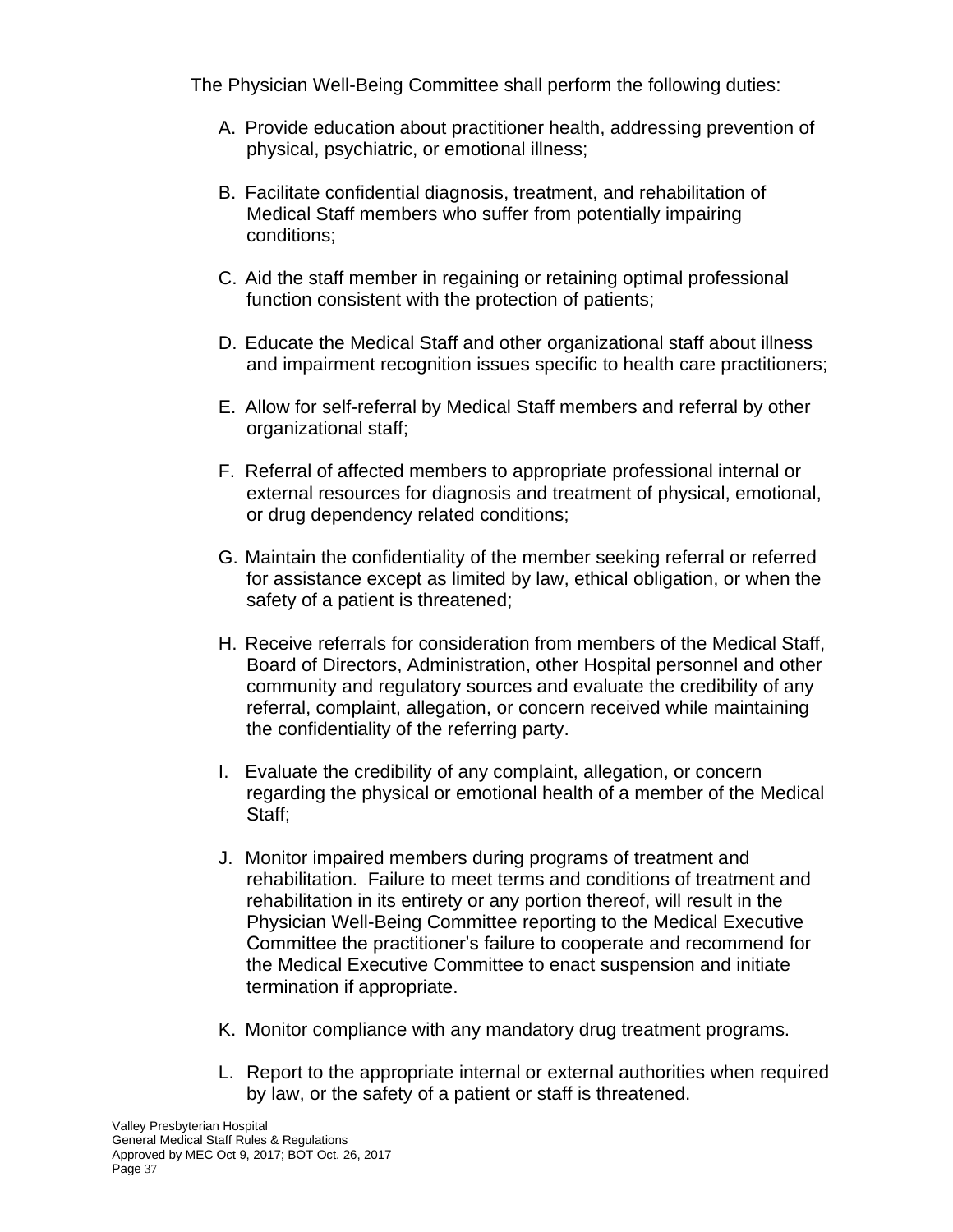The Physician Well-Being Committee shall perform the following duties:

A. Provide education about practitioner health, addressing prevention of physical, psychiatric, or emotional illness;

B. Facilitate confidential diagnosis, treatment, and rehabilitation of Medical Staff members who suffer from potentially impairing conditions;

C. Aid the staff member in regaining or retaining optimal professional function consistent with the protection of patients;

D. Educate the Medical Staff and other organizational staff about illness and impairment recognition issues specific to health care practitioners;

E. Allow for self-referral by Medical Staff members and referral by other organizational staff;

F. Referral of affected members to appropriate professional internal or external resources for diagnosis and treatment of physical, emotional, or drug dependency related conditions;

G. Maintain the confidentiality of the member seeking referral or referred for assistance except as limited by law, ethical obligation, or when the safety of a patient is threatened;

H. Receive referrals for consideration from members of the Medical Staff, Board of Directors, Administration, other Hospital personnel and other community and regulatory sources and evaluate the credibility of any referral, complaint, allegation, or concern received while maintaining the confidentiality of the referring party.

I. Evaluate the credibility of any complaint, allegation, or concern regarding the physical or emotional health of a member of the Medical Staff;

J. Monitor impaired members during programs of treatment and rehabilitation. Failure to meet terms and conditions of treatment and rehabilitation in its entirety or any portion thereof, will result in the Physician Well-Being Committee reporting to the Medical Executive Committee the practitioner's failure to cooperate and recommend for the Medical Executive Committee to enact suspension and initiate termination if appropriate.

K. Monitor compliance with any mandatory drug treatment programs.

L. Report to the appropriate internal or external authorities when required by law, or the safety of a patient or staff is threatened.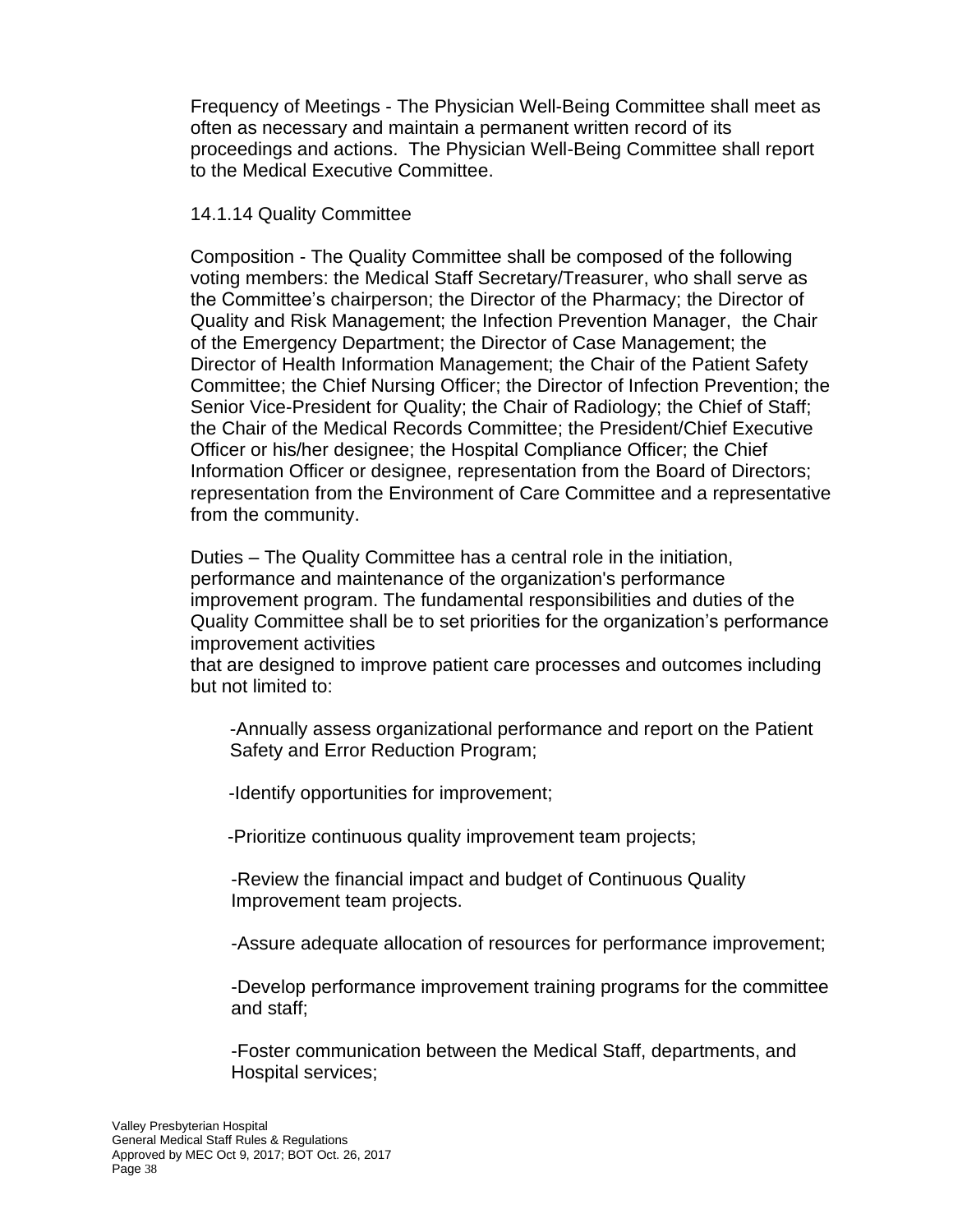Frequency of Meetings - The Physician Well-Being Committee shall meet as often as necessary and maintain a permanent written record of its proceedings and actions. The Physician Well-Being Committee shall report to the Medical Executive Committee.

### 14.1.14 Quality Committee

Composition - The Quality Committee shall be composed of the following voting members: the Medical Staff Secretary/Treasurer, who shall serve as the Committee's chairperson; the Director of the Pharmacy; the Director of Quality and Risk Management; the Infection Prevention Manager, the Chair of the Emergency Department; the Director of Case Management; the Director of Health Information Management; the Chair of the Patient Safety Committee; the Chief Nursing Officer; the Director of Infection Prevention; the Senior Vice-President for Quality; the Chair of Radiology; the Chief of Staff; the Chair of the Medical Records Committee; the President/Chief Executive Officer or his/her designee; the Hospital Compliance Officer; the Chief Information Officer or designee, representation from the Board of Directors; representation from the Environment of Care Committee and a representative from the community.

Duties – The Quality Committee has a central role in the initiation, performance and maintenance of the organization's performance improvement program. The fundamental responsibilities and duties of the Quality Committee shall be to set priorities for the organization's performance improvement activities
that are designed to improve patient care processes and outcomes including but not limited to:

-Annually assess organizational performance and report on the Patient Safety and Error Reduction Program;

-Identify opportunities for improvement;

-Prioritize continuous quality improvement team projects;

-Review the financial impact and budget of Continuous Quality Improvement team projects.

-Assure adequate allocation of resources for performance improvement;

-Develop performance improvement training programs for the committee and staff;

-Foster communication between the Medical Staff, departments, and Hospital services;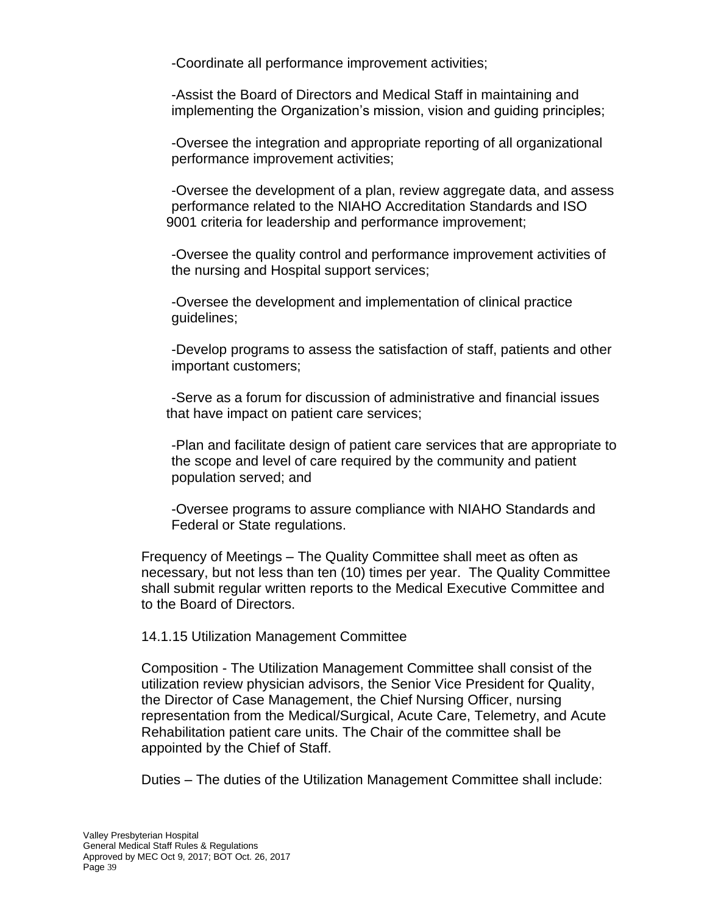-Coordinate all performance improvement activities;

-Assist the Board of Directors and Medical Staff in maintaining and implementing the Organization's mission, vision and guiding principles;

-Oversee the integration and appropriate reporting of all organizational performance improvement activities;

-Oversee the development of a plan, review aggregate data, and assess performance related to the NIAHO Accreditation Standards and ISO 9001 criteria for leadership and performance improvement;

-Oversee the quality control and performance improvement activities of the nursing and Hospital support services;

-Oversee the development and implementation of clinical practice guidelines;

-Develop programs to assess the satisfaction of staff, patients and other important customers;

-Serve as a forum for discussion of administrative and financial issues that have impact on patient care services;

-Plan and facilitate design of patient care services that are appropriate to the scope and level of care required by the community and patient population served; and

-Oversee programs to assure compliance with NIAHO Standards and Federal or State regulations.

Frequency of Meetings – The Quality Committee shall meet as often as necessary, but not less than ten (10) times per year. The Quality Committee shall submit regular written reports to the Medical Executive Committee and to the Board of Directors.

14.1.15 Utilization Management Committee

Composition - The Utilization Management Committee shall consist of the utilization review physician advisors, the Senior Vice President for Quality, the Director of Case Management, the Chief Nursing Officer, nursing representation from the Medical/Surgical, Acute Care, Telemetry, and Acute Rehabilitation patient care units. The Chair of the committee shall be appointed by the Chief of Staff.

Duties – The duties of the Utilization Management Committee shall include: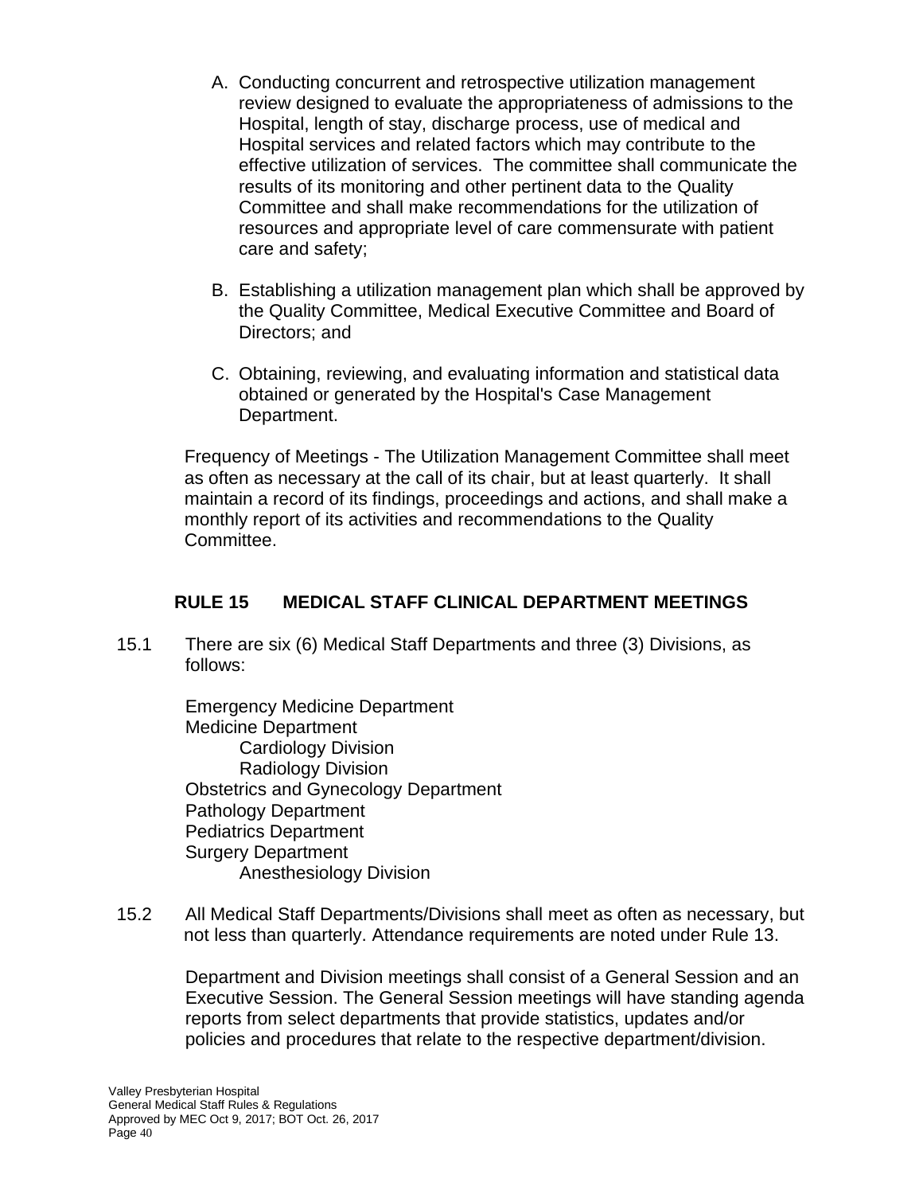A. Conducting concurrent and retrospective utilization management review designed to evaluate the appropriateness of admissions to the Hospital, length of stay, discharge process, use of medical and Hospital services and related factors which may contribute to the effective utilization of services. The committee shall communicate the results of its monitoring and other pertinent data to the Quality Committee and shall make recommendations for the utilization of resources and appropriate level of care commensurate with patient care and safety;

B. Establishing a utilization management plan which shall be approved by the Quality Committee, Medical Executive Committee and Board of Directors; and

C. Obtaining, reviewing, and evaluating information and statistical data obtained or generated by the Hospital's Case Management Department.

Frequency of Meetings - The Utilization Management Committee shall meet as often as necessary at the call of its chair, but at least quarterly. It shall maintain a record of its findings, proceedings and actions, and shall make a monthly report of its activities and recommendations to the Quality Committee.

## RULE 15 MEDICAL STAFF CLINICAL DEPARTMENT MEETINGS

15.1 There are six (6) Medical Staff Departments and three (3) Divisions, as follows:

- Emergency Medicine Department
- Medicine Department
  - Cardiology Division
  - Radiology Division
- Obstetrics and Gynecology Department
- Pathology Department
- Pediatrics Department
- Surgery Department
  - Anesthesiology Division

15.2 All Medical Staff Departments/Divisions shall meet as often as necessary, but not less than quarterly. Attendance requirements are noted under Rule 13.

Department and Division meetings shall consist of a General Session and an Executive Session. The General Session meetings will have standing agenda reports from select departments that provide statistics, updates and/or policies and procedures that relate to the respective department/division.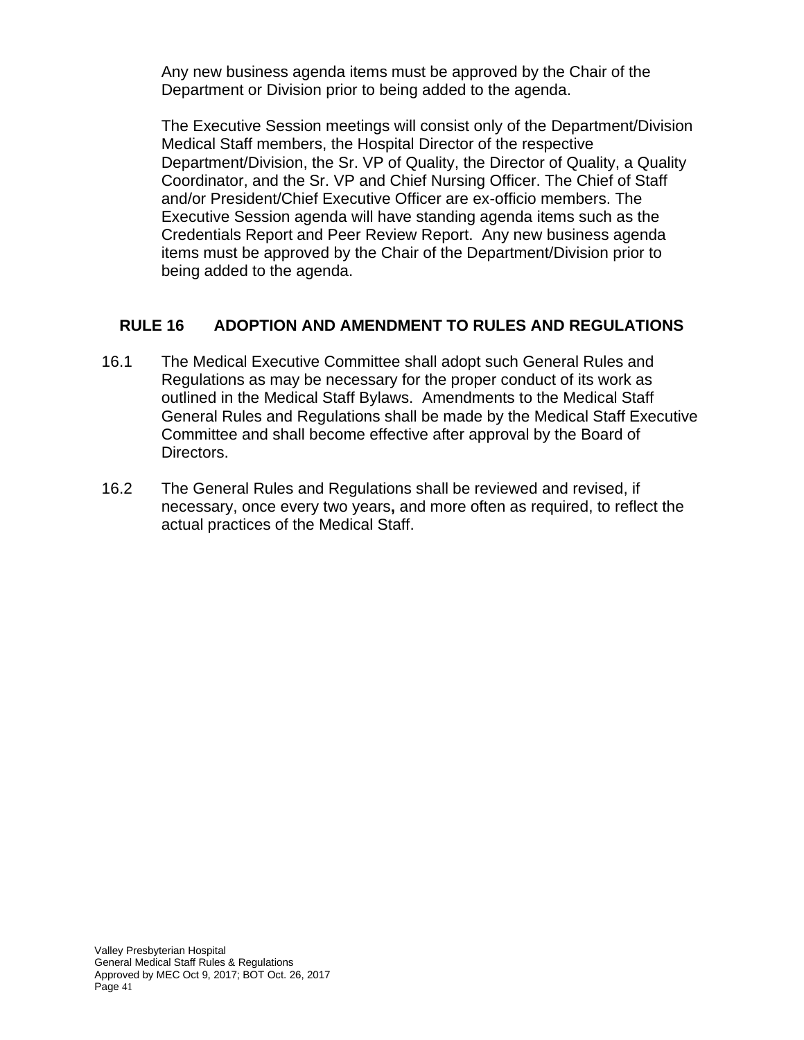Any new business agenda items must be approved by the Chair of the Department or Division prior to being added to the agenda.

The Executive Session meetings will consist only of the Department/Division Medical Staff members, the Hospital Director of the respective Department/Division, the Sr. VP of Quality, the Director of Quality, a Quality Coordinator, and the Sr. VP and Chief Nursing Officer. The Chief of Staff and/or President/Chief Executive Officer are ex-officio members. The Executive Session agenda will have standing agenda items such as the Credentials Report and Peer Review Report. Any new business agenda items must be approved by the Chair of the Department/Division prior to being added to the agenda.

## RULE 16 ADOPTION AND AMENDMENT TO RULES AND REGULATIONS

16.1 The Medical Executive Committee shall adopt such General Rules and Regulations as may be necessary for the proper conduct of its work as outlined in the Medical Staff Bylaws. Amendments to the Medical Staff General Rules and Regulations shall be made by the Medical Staff Executive Committee and shall become effective after approval by the Board of Directors.

16.2 The General Rules and Regulations shall be reviewed and revised, if necessary, once every two years**,** and more often as required, to reflect the actual practices of the Medical Staff.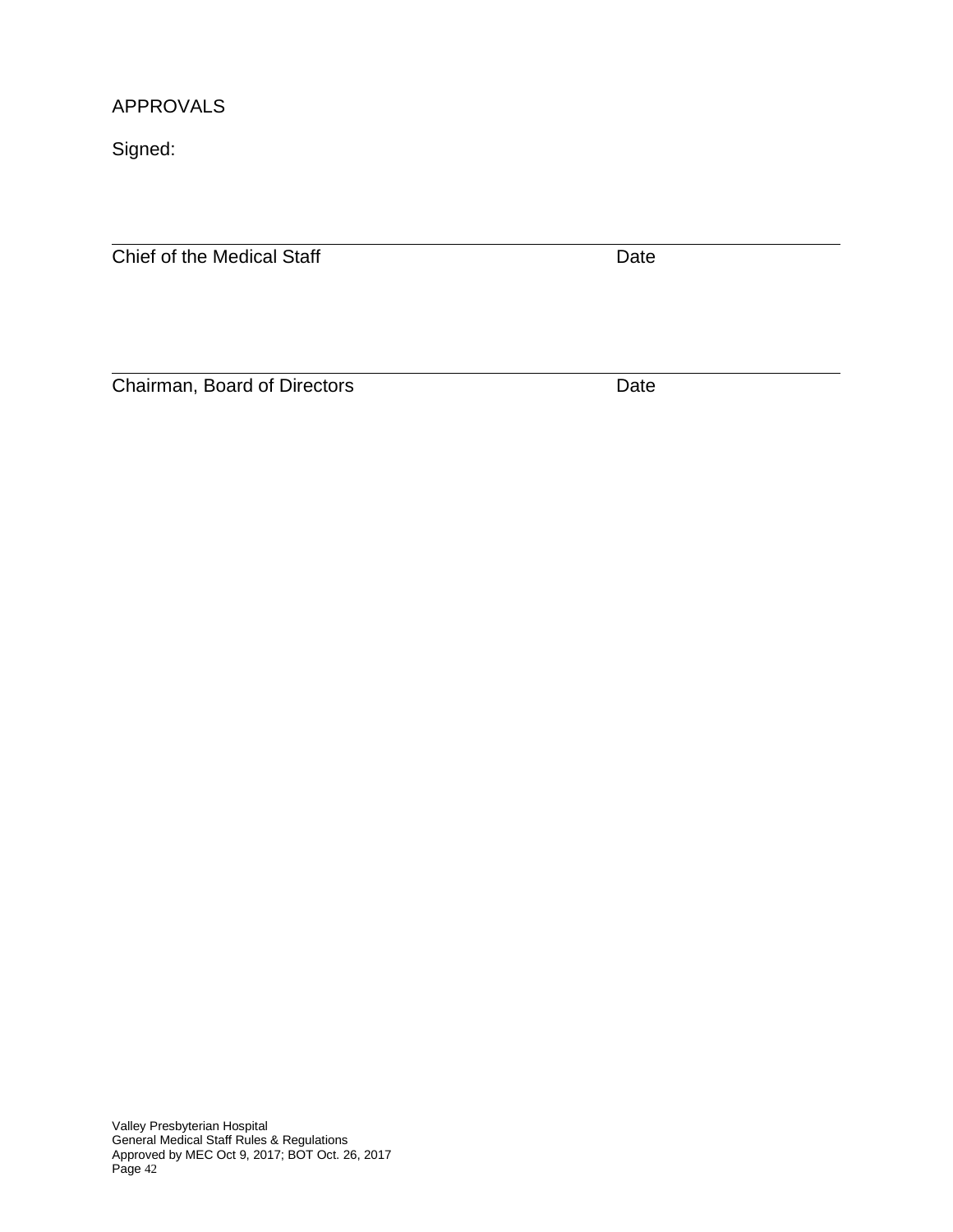APPROVALS

Signed:

\_\_\_\_\_\_\_\_\_\_\_\_\_\_\_\_\_\_\_\_\_\_\_\_\_\_\_\_\_\_\_\_\_\_\_\_\_\_\_\_\_\_\_\_\_\_\_\_\_\_\_\_\_\_\_\_\_\_\_\_\_\_

Chief of the Medical Staff                                        Date

\_\_\_\_\_\_\_\_\_\_\_\_\_\_\_\_\_\_\_\_\_\_\_\_\_\_\_\_\_\_\_\_\_\_\_\_\_\_\_\_\_\_\_\_\_\_\_\_\_\_\_\_\_\_\_\_\_\_\_\_\_\_

Chairman, Board of Directors                                        Date